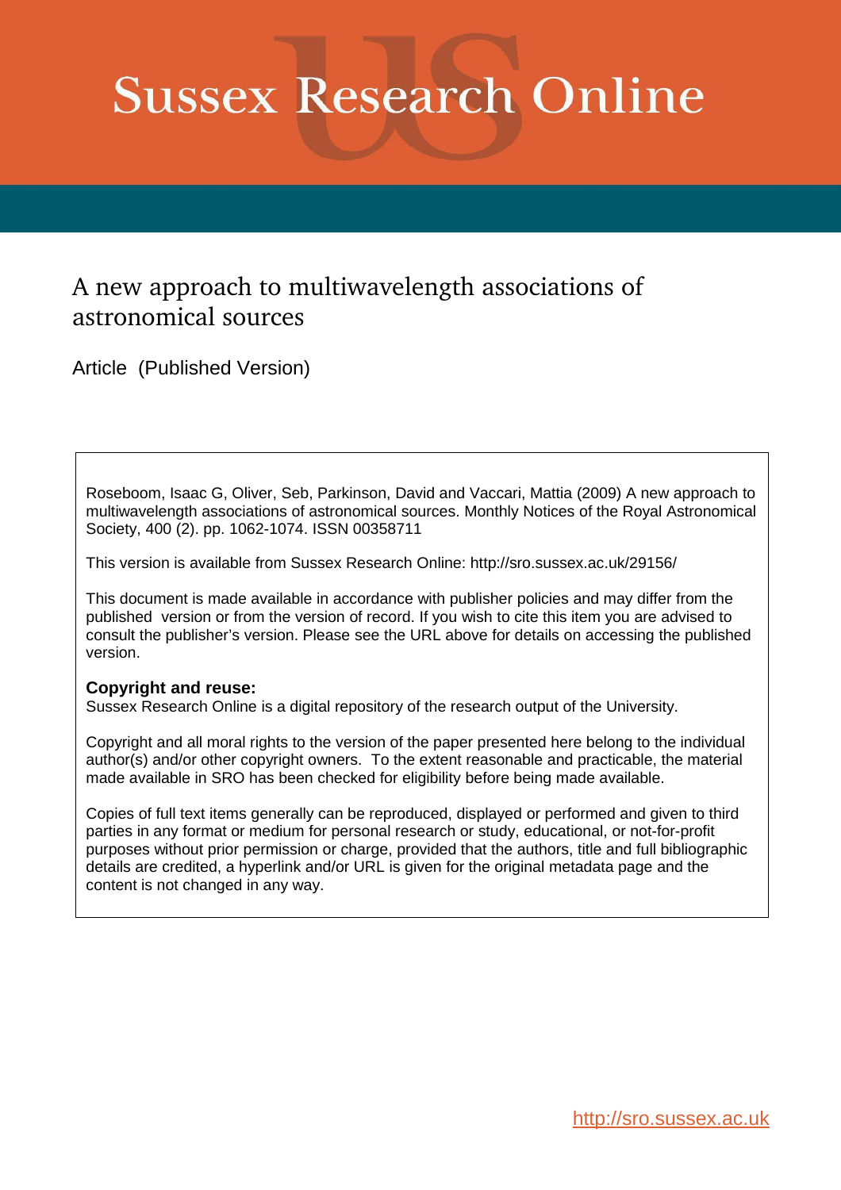# Sussex Research Online

## A new approach to multiwavelength associations of astronomical sources

Article (Published Version)

Roseboom, Isaac G, Oliver, Seb, Parkinson, David and Vaccari, Mattia (2009) A new approach to multiwavelength associations of astronomical sources. Monthly Notices of the Royal Astronomical Society, 400 (2). pp. 1062-1074. ISSN 00358711

This version is available from Sussex Research Online: http://sro.sussex.ac.uk/29156/

This document is made available in accordance with publisher policies and may differ from the published version or from the version of record. If you wish to cite this item you are advised to consult the publisher's version. Please see the URL above for details on accessing the published version.

**Copyright and reuse:**
Sussex Research Online is a digital repository of the research output of the University.

Copyright and all moral rights to the version of the paper presented here belong to the individual author(s) and/or other copyright owners. To the extent reasonable and practicable, the material made available in SRO has been checked for eligibility before being made available.

Copies of full text items generally can be reproduced, displayed or performed and given to third parties in any format or medium for personal research or study, educational, or not-for-profit purposes without prior permission or charge, provided that the authors, title and full bibliographic details are credited, a hyperlink and/or URL is given for the original metadata page and the content is not changed in any way.

http://sro.sussex.ac.uk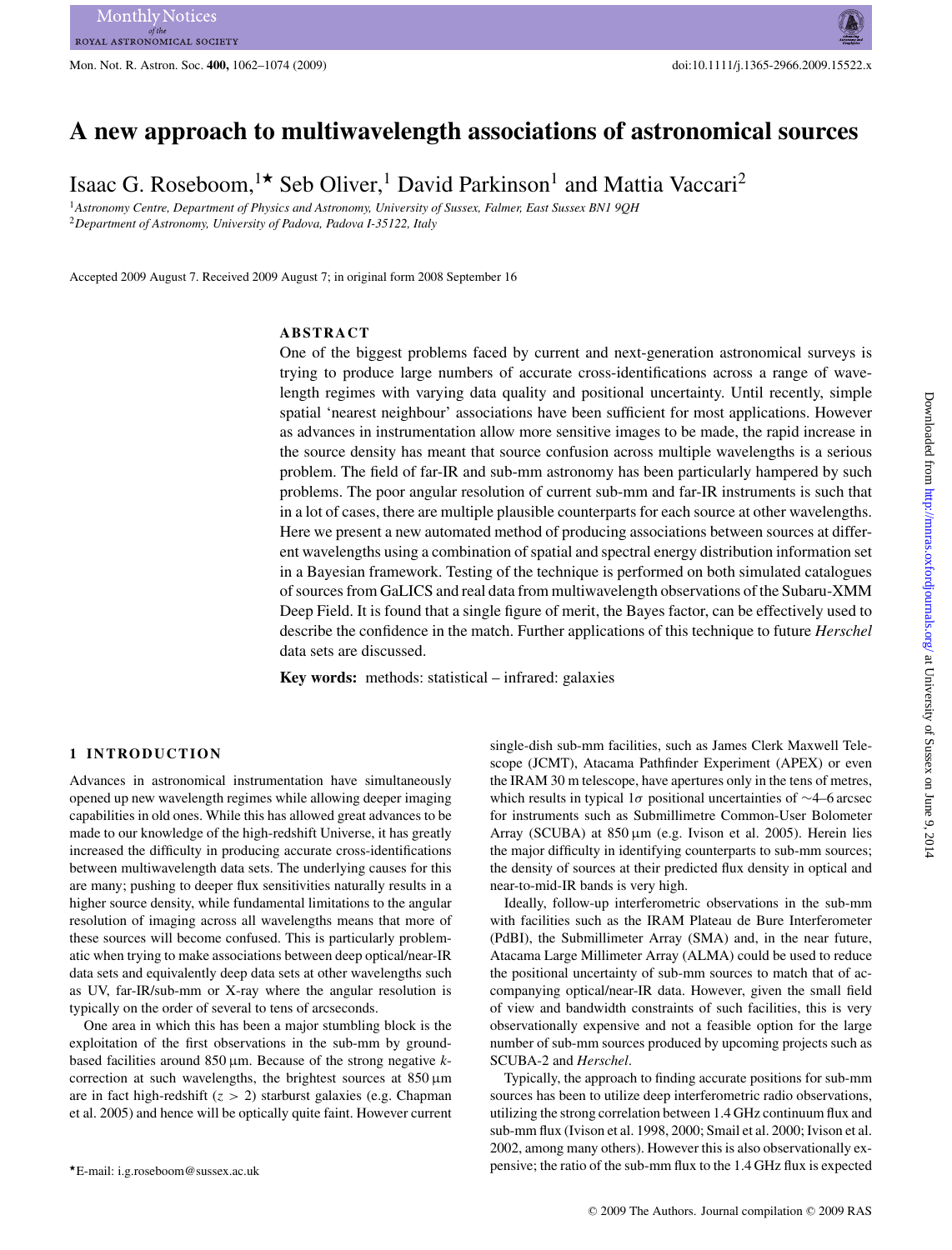# A new approach to multiwavelength associations of astronomical sources

Isaac G. Roseboom,[1⋆] Seb Oliver,[1] David Parkinson[1] and Mattia Vaccari[2]

[1]*Astronomy Centre, Department of Physics and Astronomy, University of Sussex, Falmer, East Sussex BN1 9QH*
[2]*Department of Astronomy, University of Padova, Padova I-35122, Italy*

Accepted 2009 August 7. Received 2009 August 7; in original form 2008 September 16

## ABSTRACT

One of the biggest problems faced by current and next-generation astronomical surveys is trying to produce large numbers of accurate cross-identifications across a range of wavelength regimes with varying data quality and positional uncertainty. Until recently, simple spatial 'nearest neighbour' associations have been sufficient for most applications. However as advances in instrumentation allow more sensitive images to be made, the rapid increase in the source density has meant that source confusion across multiple wavelengths is a serious problem. The field of far-IR and sub-mm astronomy has been particularly hampered by such problems. The poor angular resolution of current sub-mm and far-IR instruments is such that in a lot of cases, there are multiple plausible counterparts for each source at other wavelengths. Here we present a new automated method of producing associations between sources at different wavelengths using a combination of spatial and spectral energy distribution information set in a Bayesian framework. Testing of the technique is performed on both simulated catalogues of sources from GaLICS and real data from multiwavelength observations of the Subaru-XMM Deep Field. It is found that a single figure of merit, the Bayes factor, can be effectively used to describe the confidence in the match. Further applications of this technique to future *Herschel* data sets are discussed.

**Key words:** methods: statistical – infrared: galaxies

## 1 INTRODUCTION

Advances in astronomical instrumentation have simultaneously opened up new wavelength regimes while allowing deeper imaging capabilities in old ones. While this has allowed great advances to be made to our knowledge of the high-redshift Universe, it has greatly increased the difficulty in producing accurate cross-identifications between multiwavelength data sets. The underlying causes for this are many; pushing to deeper flux sensitivities naturally results in a higher source density, while fundamental limitations to the angular resolution of imaging across all wavelengths means that more of these sources will become confused. This is particularly problematic when trying to make associations between deep optical/near-IR data sets and equivalently deep data sets at other wavelengths such as UV, far-IR/sub-mm or X-ray where the angular resolution is typically on the order of several to tens of arcseconds.

One area in which this has been a major stumbling block is the exploitation of the first observations in the sub-mm by ground-based facilities around 850 μm. Because of the strong negative *k*-correction at such wavelengths, the brightest sources at 850 μm are in fact high-redshift ($z > 2$) starburst galaxies (e.g. Chapman et al. 2005) and hence will be optically quite faint. However current single-dish sub-mm facilities, such as James Clerk Maxwell Telescope (JCMT), Atacama Pathfinder Experiment (APEX) or even the IRAM 30 m telescope, have apertures only in the tens of metres, which results in typical 1$\sigma$ positional uncertainties of ∼4–6 arcsec for instruments such as Submillimetre Common-User Bolometer Array (SCUBA) at 850 μm (e.g. Ivison et al. 2005). Herein lies the major difficulty in identifying counterparts to sub-mm sources; the density of sources at their predicted flux density in optical and near-to-mid-IR bands is very high.

Ideally, follow-up interferometric observations in the sub-mm with facilities such as the IRAM Plateau de Bure Interferometer (PdBI), the Submillimeter Array (SMA) and, in the near future, Atacama Large Millimeter Array (ALMA) could be used to reduce the positional uncertainty of sub-mm sources to match that of accompanying optical/near-IR data. However, given the small field of view and bandwidth constraints of such facilities, this is very observationally expensive and not a feasible option for the large number of sub-mm sources produced by upcoming projects such as SCUBA-2 and *Herschel*.

Typically, the approach to finding accurate positions for sub-mm sources has been to utilize deep interferometric radio observations, utilizing the strong correlation between 1.4 GHz continuum flux and sub-mm flux (Ivison et al. 1998, 2000; Smail et al. 2000; Ivison et al. 2002, among many others). However this is also observationally expensive; the ratio of the sub-mm flux to the 1.4 GHz flux is expected

⋆E-mail: i.g.roseboom@sussex.ac.uk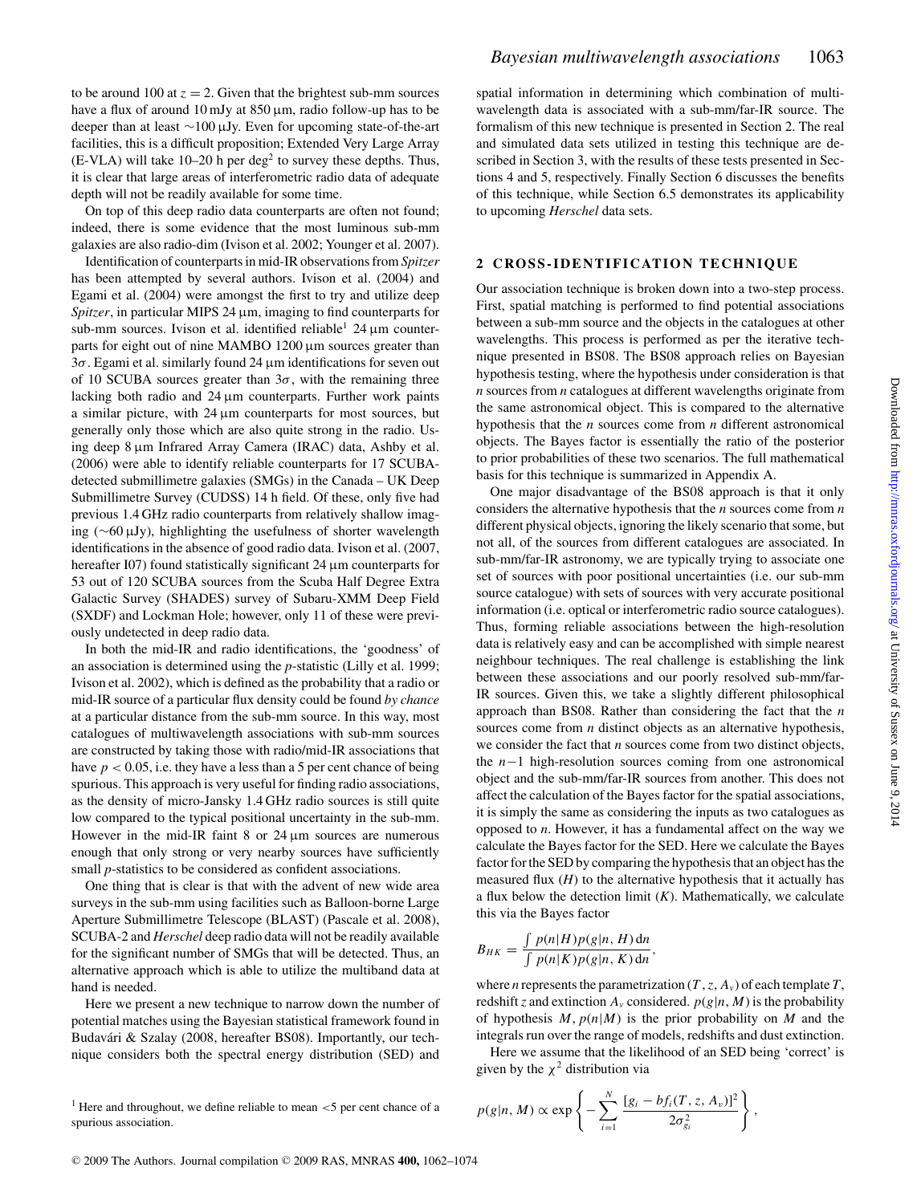to be around 100 at $z = 2$. Given that the brightest sub-mm sources have a flux of around 10 mJy at 850 μm, radio follow-up has to be deeper than at least ∼100 μJy. Even for upcoming state-of-the-art facilities, this is a difficult proposition; Extended Very Large Array (E-VLA) will take 10–20 h per $\deg^2$ to survey these depths. Thus, it is clear that large areas of interferometric radio data of adequate depth will not be readily available for some time.

On top of this deep radio data counterparts are often not found; indeed, there is some evidence that the most luminous sub-mm galaxies are also radio-dim (Ivison et al. 2002; Younger et al. 2007).

Identification of counterparts in mid-IR observations from *Spitzer* has been attempted by several authors. Ivison et al. (2004) and Egami et al. (2004) were amongst the first to try and utilize deep *Spitzer*, in particular MIPS 24 μm, imaging to find counterparts for sub-mm sources. Ivison et al. identified reliable[1] 24 μm counterparts for eight out of nine MAMBO 1200 μm sources greater than $3\sigma$. Egami et al. similarly found 24 μm identifications for seven out of 10 SCUBA sources greater than $3\sigma$, with the remaining three lacking both radio and 24 μm counterparts. Further work paints a similar picture, with 24 μm counterparts for most sources, but generally only those which are also quite strong in the radio. Using deep 8 μm Infrared Array Camera (IRAC) data, Ashby et al. (2006) were able to identify reliable counterparts for 17 SCUBA-detected submillimetre galaxies (SMGs) in the Canada – UK Deep Submillimetre Survey (CUDSS) 14 h field. Of these, only five had previous 1.4 GHz radio counterparts from relatively shallow imaging (∼60 μJy), highlighting the usefulness of shorter wavelength identifications in the absence of good radio data. Ivison et al. (2007, hereafter I07) found statistically significant 24 μm counterparts for 53 out of 120 SCUBA sources from the Scuba Half Degree Extra Galactic Survey (SHADES) survey of Subaru-XMM Deep Field (SXDF) and Lockman Hole; however, only 11 of these were previously undetected in deep radio data.

In both the mid-IR and radio identifications, the 'goodness' of an association is determined using the *p*-statistic (Lilly et al. 1999; Ivison et al. 2002), which is defined as the probability that a radio or mid-IR source of a particular flux density could be found *by chance* at a particular distance from the sub-mm source. In this way, most catalogues of multiwavelength associations with sub-mm sources are constructed by taking those with radio/mid-IR associations that have $p < 0.05$, i.e. they have a less than a 5 per cent chance of being spurious. This approach is very useful for finding radio associations, as the density of micro-Jansky 1.4 GHz radio sources is still quite low compared to the typical positional uncertainty in the sub-mm. However in the mid-IR faint 8 or 24 μm sources are numerous enough that only strong or very nearby sources have sufficiently small *p*-statistics to be considered as confident associations.

One thing that is clear is that with the advent of new wide area surveys in the sub-mm using facilities such as Balloon-borne Large Aperture Submillimetre Telescope (BLAST) (Pascale et al. 2008), SCUBA-2 and *Herschel* deep radio data will not be readily available for the significant number of SMGs that will be detected. Thus, an alternative approach which is able to utilize the multiband data at hand is needed.

Here we present a new technique to narrow down the number of potential matches using the Bayesian statistical framework found in Budavári & Szalay (2008, hereafter BS08). Importantly, our technique considers both the spectral energy distribution (SED) and spatial information in determining which combination of multiwavelength data is associated with a sub-mm/far-IR source. The formalism of this new technique is presented in Section 2. The real and simulated data sets utilized in testing this technique are described in Section 3, with the results of these tests presented in Sections 4 and 5, respectively. Finally Section 6 discusses the benefits of this technique, while Section 6.5 demonstrates its applicability to upcoming *Herschel* data sets.

[1] Here and throughout, we define reliable to mean <5 per cent chance of a spurious association.

## 2 CROSS-IDENTIFICATION TECHNIQUE

Our association technique is broken down into a two-step process. First, spatial matching is performed to find potential associations between a sub-mm source and the objects in the catalogues at other wavelengths. This process is performed as per the iterative technique presented in BS08. The BS08 approach relies on Bayesian hypothesis testing, where the hypothesis under consideration is that *n* sources from *n* catalogues at different wavelengths originate from the same astronomical object. This is compared to the alternative hypothesis that the *n* sources come from *n* different astronomical objects. The Bayes factor is essentially the ratio of the posterior to prior probabilities of these two scenarios. The full mathematical basis for this technique is summarized in Appendix A.

One major disadvantage of the BS08 approach is that it only considers the alternative hypothesis that the *n* sources come from *n* different physical objects, ignoring the likely scenario that some, but not all, of the sources from different catalogues are associated. In sub-mm/far-IR astronomy, we are typically trying to associate one set of sources with poor positional uncertainties (i.e. our sub-mm source catalogue) with sets of sources with very accurate positional information (i.e. optical or interferometric radio source catalogues). Thus, forming reliable associations between the high-resolution data is relatively easy and can be accomplished with simple nearest neighbour techniques. The real challenge is establishing the link between these associations and our poorly resolved sub-mm/far-IR sources. Given this, we take a slightly different philosophical approach than BS08. Rather than considering the fact that the *n* sources come from *n* distinct objects as an alternative hypothesis, we consider the fact that *n* sources come from two distinct objects, the $n-1$ high-resolution sources coming from one astronomical object and the sub-mm/far-IR sources from another. This does not affect the calculation of the Bayes factor for the spatial associations, it is simply the same as considering the inputs as two catalogues as opposed to *n*. However, it has a fundamental affect on the way we calculate the Bayes factor for the SED. Here we calculate the Bayes factor for the SED by comparing the hypothesis that an object has the measured flux ($H$) to the alternative hypothesis that it actually has a flux below the detection limit ($K$). Mathematically, we calculate this via the Bayes factor

$$B_{HK} = \frac{\int p(n|H)p(g|n, H)\,\mathrm{d}n}{\int p(n|K)p(g|n, K)\,\mathrm{d}n},$$

where $n$ represents the parametrization $(T, z, A_v)$ of each template $T$, redshift $z$ and extinction $A_v$ considered. $p(g|n, M)$ is the probability of hypothesis $M$, $p(n|M)$ is the prior probability on $M$ and the integrals run over the range of models, redshifts and dust extinction.

Here we assume that the likelihood of an SED being 'correct' is given by the $\chi^2$ distribution via

$$p(g|n, M) \propto \exp\left\{-\sum_{i=1}^{N}\frac{[g_i - bf_i(T, z, A_v)]^2}{2\sigma_{g_i}^2}\right\},$$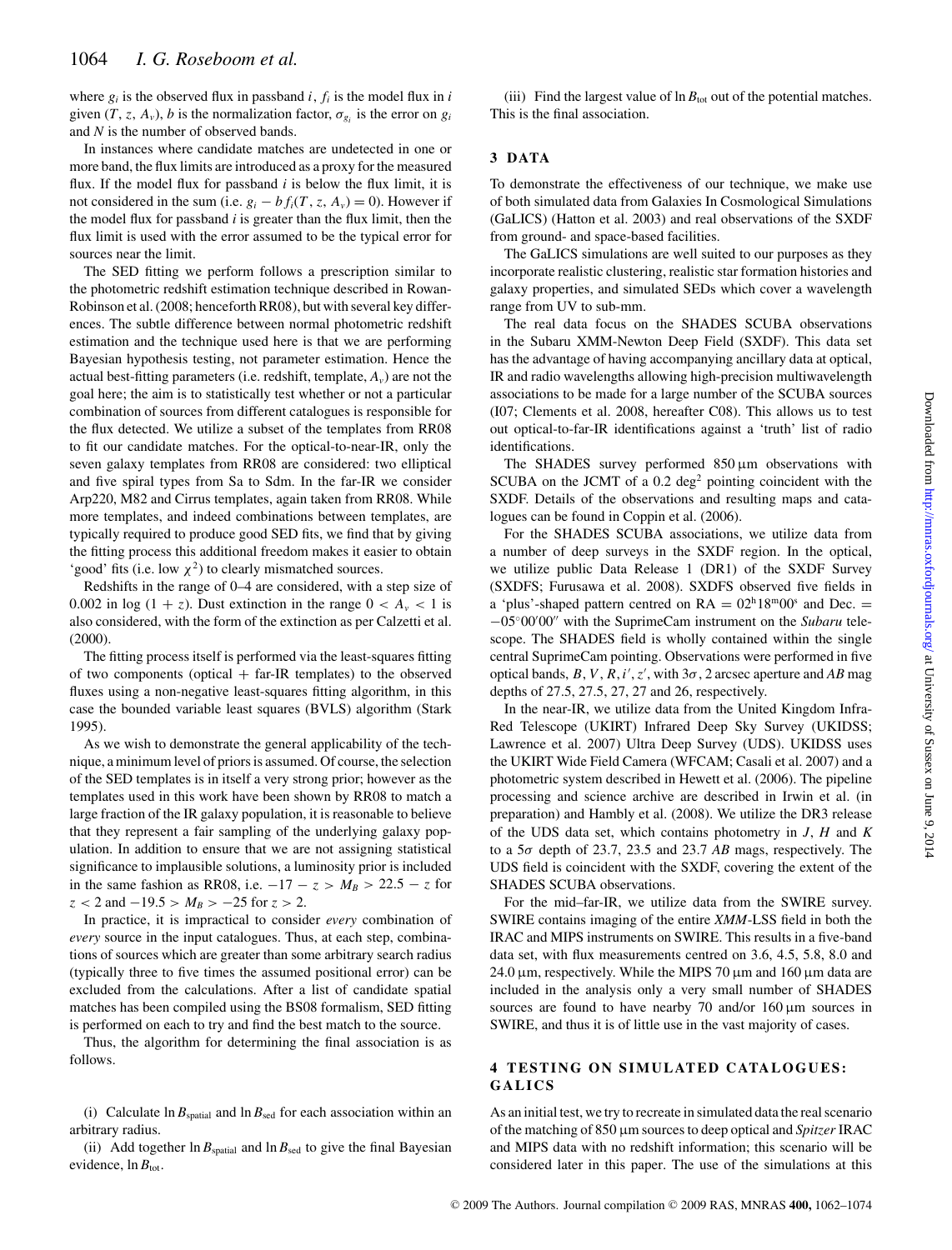where $g_i$ is the observed flux in passband $i$, $f_i$ is the model flux in $i$ given $(T, z, A_v)$, $b$ is the normalization factor, $\sigma_{g_i}$ is the error on $g_i$ and $N$ is the number of observed bands.

In instances where candidate matches are undetected in one or more band, the flux limits are introduced as a proxy for the measured flux. If the model flux for passband $i$ is below the flux limit, it is not considered in the sum (i.e. $g_i - b f_i(T, z, A_v) = 0$). However if the model flux for passband $i$ is greater than the flux limit, then the flux limit is used with the error assumed to be the typical error for sources near the limit.

The SED fitting we perform follows a prescription similar to the photometric redshift estimation technique described in Rowan-Robinson et al. (2008; henceforth RR08), but with several key differences. The subtle difference between normal photometric redshift estimation and the technique used here is that we are performing Bayesian hypothesis testing, not parameter estimation. Hence the actual best-fitting parameters (i.e. redshift, template, $A_v$) are not the goal here; the aim is to statistically test whether or not a particular combination of sources from different catalogues is responsible for the flux detected. We utilize a subset of the templates from RR08 to fit our candidate matches. For the optical-to-near-IR, only the seven galaxy templates from RR08 are considered: two elliptical and five spiral types from Sa to Sdm. In the far-IR we consider Arp220, M82 and Cirrus templates, again taken from RR08. While more templates, and indeed combinations between templates, are typically required to produce good SED fits, we find that by giving the fitting process this additional freedom makes it easier to obtain 'good' fits (i.e. low $\chi^2$) to clearly mismatched sources.

Redshifts in the range of 0–4 are considered, with a step size of 0.002 in log $(1 + z)$. Dust extinction in the range $0 < A_v < 1$ is also considered, with the form of the extinction as per Calzetti et al. (2000).

The fitting process itself is performed via the least-squares fitting of two components (optical + far-IR templates) to the observed fluxes using a non-negative least-squares fitting algorithm, in this case the bounded variable least squares (BVLS) algorithm (Stark 1995).

As we wish to demonstrate the general applicability of the technique, a minimum level of priors is assumed. Of course, the selection of the SED templates is in itself a very strong prior; however as the templates used in this work have been shown by RR08 to match a large fraction of the IR galaxy population, it is reasonable to believe that they represent a fair sampling of the underlying galaxy population. In addition to ensure that we are not assigning statistical significance to implausible solutions, a luminosity prior is included in the same fashion as RR08, i.e. $-17 - z > M_B > 22.5 - z$ for $z < 2$ and $-19.5 > M_B > -25$ for $z > 2$.

In practice, it is impractical to consider *every* combination of *every* source in the input catalogues. Thus, at each step, combinations of sources which are greater than some arbitrary search radius (typically three to five times the assumed positional error) can be excluded from the calculations. After a list of candidate spatial matches has been compiled using the BS08 formalism, SED fitting is performed on each to try and find the best match to the source.

Thus, the algorithm for determining the final association is as follows.

(i) Calculate $\ln B_{\rm spatial}$ and $\ln B_{\rm sed}$ for each association within an arbitrary radius.

(ii) Add together $\ln B_{\rm spatial}$ and $\ln B_{\rm sed}$ to give the final Bayesian evidence, $\ln B_{\rm tot}$.

(iii) Find the largest value of $\ln B_{\rm tot}$ out of the potential matches. This is the final association.

## 3 DATA

To demonstrate the effectiveness of our technique, we make use of both simulated data from Galaxies In Cosmological Simulations (GaLICS) (Hatton et al. 2003) and real observations of the SXDF from ground- and space-based facilities.

The GaLICS simulations are well suited to our purposes as they incorporate realistic clustering, realistic star formation histories and galaxy properties, and simulated SEDs which cover a wavelength range from UV to sub-mm.

The real data focus on the SHADES SCUBA observations in the Subaru XMM-Newton Deep Field (SXDF). This data set has the advantage of having accompanying ancillary data at optical, IR and radio wavelengths allowing high-precision multiwavelength associations to be made for a large number of the SCUBA sources (I07; Clements et al. 2008, hereafter C08). This allows us to test out optical-to-far-IR identifications against a 'truth' list of radio identifications.

The SHADES survey performed 850 μm observations with SCUBA on the JCMT of a 0.2 deg$^2$ pointing coincident with the SXDF. Details of the observations and resulting maps and catalogues can be found in Coppin et al. (2006).

For the SHADES SCUBA associations, we utilize data from a number of deep surveys in the SXDF region. In the optical, we utilize public Data Release 1 (DR1) of the SXDF Survey (SXDFS; Furusawa et al. 2008). SXDFS observed five fields in a 'plus'-shaped pattern centred on RA = 02$^{\rm h}$18$^{\rm m}$00$^{\rm s}$ and Dec. = −05°00′00″ with the SuprimeCam instrument on the *Subaru* telescope. The SHADES field is wholly contained within the single central SuprimeCam pointing. Observations were performed in five optical bands, $B$, $V$, $R$, $i'$, $z'$, with 3σ, 2 arcsec aperture and *AB* mag depths of 27.5, 27.5, 27, 27 and 26, respectively.

In the near-IR, we utilize data from the United Kingdom Infra-Red Telescope (UKIRT) Infrared Deep Sky Survey (UKIDSS; Lawrence et al. 2007) Ultra Deep Survey (UDS). UKIDSS uses the UKIRT Wide Field Camera (WFCAM; Casali et al. 2007) and a photometric system described in Hewett et al. (2006). The pipeline processing and science archive are described in Irwin et al. (in preparation) and Hambly et al. (2008). We utilize the DR3 release of the UDS data set, which contains photometry in $J$, $H$ and $K$ to a 5σ depth of 23.7, 23.5 and 23.7 *AB* mags, respectively. The UDS field is coincident with the SXDF, covering the extent of the SHADES SCUBA observations.

For the mid–far-IR, we utilize data from the SWIRE survey. SWIRE contains imaging of the entire *XMM*-LSS field in both the IRAC and MIPS instruments on SWIRE. This results in a five-band data set, with flux measurements centred on 3.6, 4.5, 5.8, 8.0 and 24.0 μm, respectively. While the MIPS 70 μm and 160 μm data are included in the analysis only a very small number of SHADES sources are found to have nearby 70 and/or 160 μm sources in SWIRE, and thus it is of little use in the vast majority of cases.

## 4 TESTING ON SIMULATED CATALOGUES: GALICS

As an initial test, we try to recreate in simulated data the real scenario of the matching of 850 μm sources to deep optical and *Spitzer* IRAC and MIPS data with no redshift information; this scenario will be considered later in this paper. The use of the simulations at this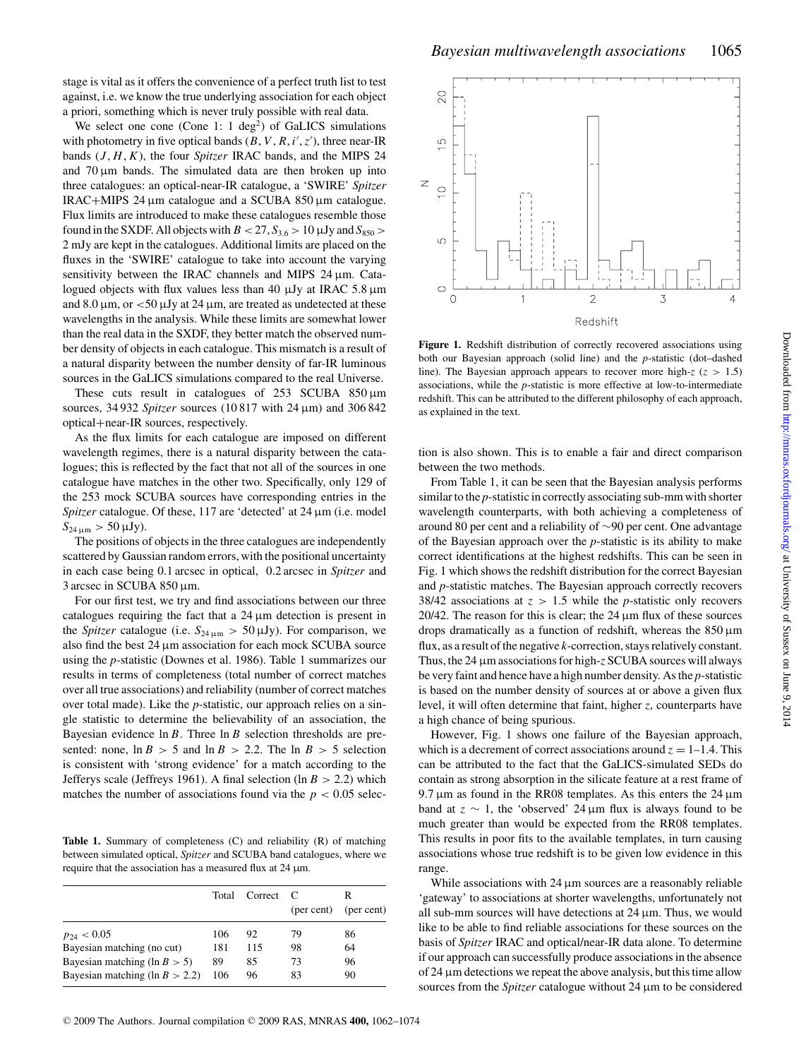stage is vital as it offers the convenience of a perfect truth list to test against, i.e. we know the true underlying association for each object a priori, something which is never truly possible with real data.

We select one cone (Cone 1: 1 deg$^2$) of GaLICS simulations with photometry in five optical bands ($B$, $V$, $R$, $i'$, $z'$), three near-IR bands ($J$, $H$, $K$), the four *Spitzer* IRAC bands, and the MIPS 24 and 70 μm bands. The simulated data are then broken up into three catalogues: an optical-near-IR catalogue, a 'SWIRE' *Spitzer* IRAC+MIPS 24 μm catalogue and a SCUBA 850 μm catalogue. Flux limits are introduced to make these catalogues resemble those found in the SXDF. All objects with $B < 27$, $S_{3.6} > 10$ μJy and $S_{850} > 2$ mJy are kept in the catalogues. Additional limits are placed on the fluxes in the 'SWIRE' catalogue to take into account the varying sensitivity between the IRAC channels and MIPS 24 μm. Catalogued objects with flux values less than 40 μJy at IRAC 5.8 μm and 8.0 μm, or <50 μJy at 24 μm, are treated as undetected at these wavelengths in the analysis. While these limits are somewhat lower than the real data in the SXDF, they better match the observed number density of objects in each catalogue. This mismatch is a result of a natural disparity between the number density of far-IR luminous sources in the GaLICS simulations compared to the real Universe.

These cuts result in catalogues of 253 SCUBA 850 μm sources, 34 932 *Spitzer* sources (10 817 with 24 μm) and 306 842 optical+near-IR sources, respectively.

As the flux limits for each catalogue are imposed on different wavelength regimes, there is a natural disparity between the catalogues; this is reflected by the fact that not all of the sources in one catalogue have matches in the other two. Specifically, only 129 of the 253 mock SCUBA sources have corresponding entries in the *Spitzer* catalogue. Of these, 117 are 'detected' at 24 μm (i.e. model $S_{24\,\mu m} > 50$ μJy).

The positions of objects in the three catalogues are independently scattered by Gaussian random errors, with the positional uncertainty in each case being 0.1 arcsec in optical, 0.2 arcsec in *Spitzer* and 3 arcsec in SCUBA 850 μm.

For our first test, we try and find associations between our three catalogues requiring the fact that a 24 μm detection is present in the *Spitzer* catalogue (i.e. $S_{24\,\mu m} > 50$ μJy). For comparison, we also find the best 24 μm association for each mock SCUBA source using the $p$-statistic (Downes et al. 1986). Table 1 summarizes our results in terms of completeness (total number of correct matches over all true associations) and reliability (number of correct matches over total made). Like the $p$-statistic, our approach relies on a single statistic to determine the believability of an association, the Bayesian evidence $\ln B$. Three $\ln B$ selection thresholds are presented: none, $\ln B > 5$ and $\ln B > 2.2$. The $\ln B > 5$ selection is consistent with 'strong evidence' for a match according to the Jefferys scale (Jeffreys 1961). A final selection ($\ln B > 2.2$) which matches the number of associations found via the $p < 0.05$ selection is also shown. This is to enable a fair and direct comparison between the two methods.

**Table 1.** Summary of completeness (C) and reliability (R) of matching between simulated optical, *Spitzer* and SCUBA band catalogues, where we require that the association has a measured flux at 24 μm.

| | Total | Correct | C (per cent) | R (per cent) |
|---|---|---|---|---|
| $p_{24} < 0.05$ | 106 | 92 | 79 | 86 |
| Bayesian matching (no cut) | 181 | 115 | 98 | 64 |
| Bayesian matching ($\ln B > 5$) | 89 | 85 | 73 | 96 |
| Bayesian matching ($\ln B > 2.2$) | 106 | 96 | 83 | 90 |

**Figure 1.** Redshift distribution of correctly recovered associations using both our Bayesian approach (solid line) and the $p$-statistic (dot–dashed line). The Bayesian approach appears to recover more high-$z$ ($z > 1.5$) associations, while the $p$-statistic is more effective at low-to-intermediate redshift. This can be attributed to the different philosophy of each approach, as explained in the text.

From Table 1, it can be seen that the Bayesian analysis performs similar to the $p$-statistic in correctly associating sub-mm with shorter wavelength counterparts, with both achieving a completeness of around 80 per cent and a reliability of ~90 per cent. One advantage of the Bayesian approach over the $p$-statistic is its ability to make correct identifications at the highest redshifts. This can be seen in Fig. 1 which shows the redshift distribution for the correct Bayesian and $p$-statistic matches. The Bayesian approach correctly recovers 38/42 associations at $z > 1.5$ while the $p$-statistic only recovers 20/42. The reason for this is clear; the 24 μm flux of these sources drops dramatically as a function of redshift, whereas the 850 μm flux, as a result of the negative $k$-correction, stays relatively constant. Thus, the 24 μm associations for high-$z$ SCUBA sources will always be very faint and hence have a high number density. As the $p$-statistic is based on the number density of sources at or above a given flux level, it will often determine that faint, higher $z$, counterparts have a high chance of being spurious.

However, Fig. 1 shows one failure of the Bayesian approach, which is a decrement of correct associations around $z = 1$–1.4. This can be attributed to the fact that the GaLICS-simulated SEDs do contain as strong absorption in the silicate feature at a rest frame of 9.7 μm as found in the RR08 templates. As this enters the 24 μm band at $z \sim 1$, the 'observed' 24 μm flux is always found to be much greater than would be expected from the RR08 templates. This results in poor fits to the available templates, in turn causing associations whose true redshift is to be given low evidence in this range.

While associations with 24 μm sources are a reasonably reliable 'gateway' to associations at shorter wavelengths, unfortunately not all sub-mm sources will have detections at 24 μm. Thus, we would like to be able to find reliable associations for these sources on the basis of *Spitzer* IRAC and optical/near-IR data alone. To determine if our approach can successfully produce associations in the absence of 24 μm detections we repeat the above analysis, but this time allow sources from the *Spitzer* catalogue without 24 μm to be considered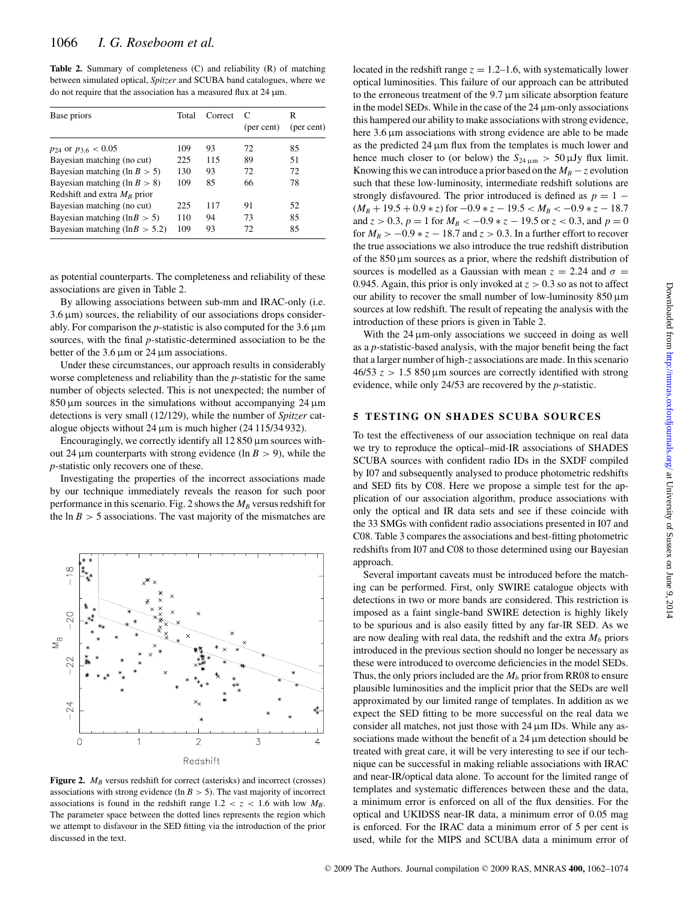**Table 2.** Summary of completeness (C) and reliability (R) of matching between simulated optical, *Spitzer* and SCUBA band catalogues, where we do not require that the association has a measured flux at 24 μm.

| Base priors | Total | Correct | C (per cent) | R (per cent) |
|---|---|---|---|---|
| $p_{24}$ or $p_{3.6} < 0.05$ | 109 | 93 | 72 | 85 |
| Bayesian matching (no cut) | 225 | 115 | 89 | 51 |
| Bayesian matching ($\ln B > 5$) | 130 | 93 | 72 | 72 |
| Bayesian matching ($\ln B > 8$) | 109 | 85 | 66 | 78 |
| Redshift and extra $M_B$ prior | | | | |
| Bayesian matching (no cut) | 225 | 117 | 91 | 52 |
| Bayesian matching ($\ln B > 5$) | 110 | 94 | 73 | 85 |
| Bayesian matching ($\ln B > 5.2$) | 109 | 93 | 72 | 85 |

as potential counterparts. The completeness and reliability of these associations are given in Table 2.

By allowing associations between sub-mm and IRAC-only (i.e. 3.6 μm) sources, the reliability of our associations drops considerably. For comparison the *p*-statistic is also computed for the 3.6 μm sources, with the final *p*-statistic-determined association to be the better of the 3.6 μm or 24 μm associations.

Under these circumstances, our approach results in considerably worse completeness and reliability than the *p*-statistic for the same number of objects selected. This is not unexpected; the number of 850 μm sources in the simulations without accompanying 24 μm detections is very small (12/129), while the number of *Spitzer* catalogue objects without 24 μm is much higher (24 115/34 932).

Encouragingly, we correctly identify all 12 850 μm sources without 24 μm counterparts with strong evidence ($\ln B > 9$), while the *p*-statistic only recovers one of these.

Investigating the properties of the incorrect associations made by our technique immediately reveals the reason for such poor performance in this scenario. Fig. 2 shows the $M_B$ versus redshift for the $\ln B > 5$ associations. The vast majority of the mismatches are located in the redshift range $z = 1.2$–1.6, with systematically lower optical luminosities. This failure of our approach can be attributed to the erroneous treatment of the 9.7 μm silicate absorption feature in the model SEDs. While in the case of the 24 μm-only associations this hampered our ability to make associations with strong evidence, here 3.6 μm associations with strong evidence are able to be made as the predicted 24 μm flux from the templates is much lower and hence much closer to (or below) the $S_{24\,\mu\mathrm{m}} > 50\,\mu$Jy flux limit. Knowing this we can introduce a prior based on the $M_B - z$ evolution such that these low-luminosity, intermediate redshift solutions are strongly disfavoured. The prior introduced is defined as $p = 1 - (M_B + 19.5 + 0.9 * z)$ for $-0.9 * z - 19.5 < M_B < -0.9 * z - 18.7$ and $z > 0.3$, $p = 1$ for $M_B < -0.9 * z - 19.5$ or $z < 0.3$, and $p = 0$ for $M_B > -0.9 * z - 18.7$ and $z > 0.3$. In a further effort to recover the true associations we also introduce the true redshift distribution of the 850 μm sources as a prior, where the redshift distribution of sources is modelled as a Gaussian with mean $z = 2.24$ and $\sigma = 0.945$. Again, this prior is only invoked at $z > 0.3$ so as not to affect our ability to recover the small number of low-luminosity 850 μm sources at low redshift. The result of repeating the analysis with the introduction of these priors is given in Table 2.

With the 24 μm-only associations we succeed in doing as well as a *p*-statistic-based analysis, with the major benefit being the fact that a larger number of high-*z* associations are made. In this scenario 46/53 $z > 1.5$ 850 μm sources are correctly identified with strong evidence, while only 24/53 are recovered by the *p*-statistic.

**Figure 2.** $M_B$ versus redshift for correct (asterisks) and incorrect (crosses) associations with strong evidence ($\ln B > 5$). The vast majority of incorrect associations is found in the redshift range $1.2 < z < 1.6$ with low $M_B$. The parameter space between the dotted lines represents the region which we attempt to disfavour in the SED fitting via the introduction of the prior discussed in the text.

## 5 TESTING ON SHADES SCUBA SOURCES

To test the effectiveness of our association technique on real data we try to reproduce the optical–mid-IR associations of SHADES SCUBA sources with confident radio IDs in the SXDF compiled by I07 and subsequently analysed to produce photometric redshifts and SED fits by C08. Here we propose a simple test for the application of our association algorithm, produce associations with only the optical and IR data sets and see if these coincide with the 33 SMGs with confident radio associations presented in I07 and C08. Table 3 compares the associations and best-fitting photometric redshifts from I07 and C08 to those determined using our Bayesian approach.

Several important caveats must be introduced before the matching can be performed. First, only SWIRE catalogue objects with detections in two or more bands are considered. This restriction is imposed as a faint single-band SWIRE detection is highly likely to be spurious and is also easily fitted by any far-IR SED. As we are now dealing with real data, the redshift and the extra $M_b$ priors introduced in the previous section should no longer be necessary as these were introduced to overcome deficiencies in the model SEDs. Thus, the only priors included are the $M_b$ prior from RR08 to ensure plausible luminosities and the implicit prior that the SEDs are well approximated by our limited range of templates. In addition as we expect the SED fitting to be more successful on the real data we consider all matches, not just those with 24 μm IDs. While any associations made without the benefit of a 24 μm detection should be treated with great care, it will be very interesting to see if our technique can be successful in making reliable associations with IRAC and near-IR/optical data alone. To account for the limited range of templates and systematic differences between these and the data, a minimum error is enforced on all of the flux densities. For the optical and UKIDSS near-IR data, a minimum error of 0.05 mag is enforced. For the IRAC data a minimum error of 5 per cent is used, while for the MIPS and SCUBA data a minimum error of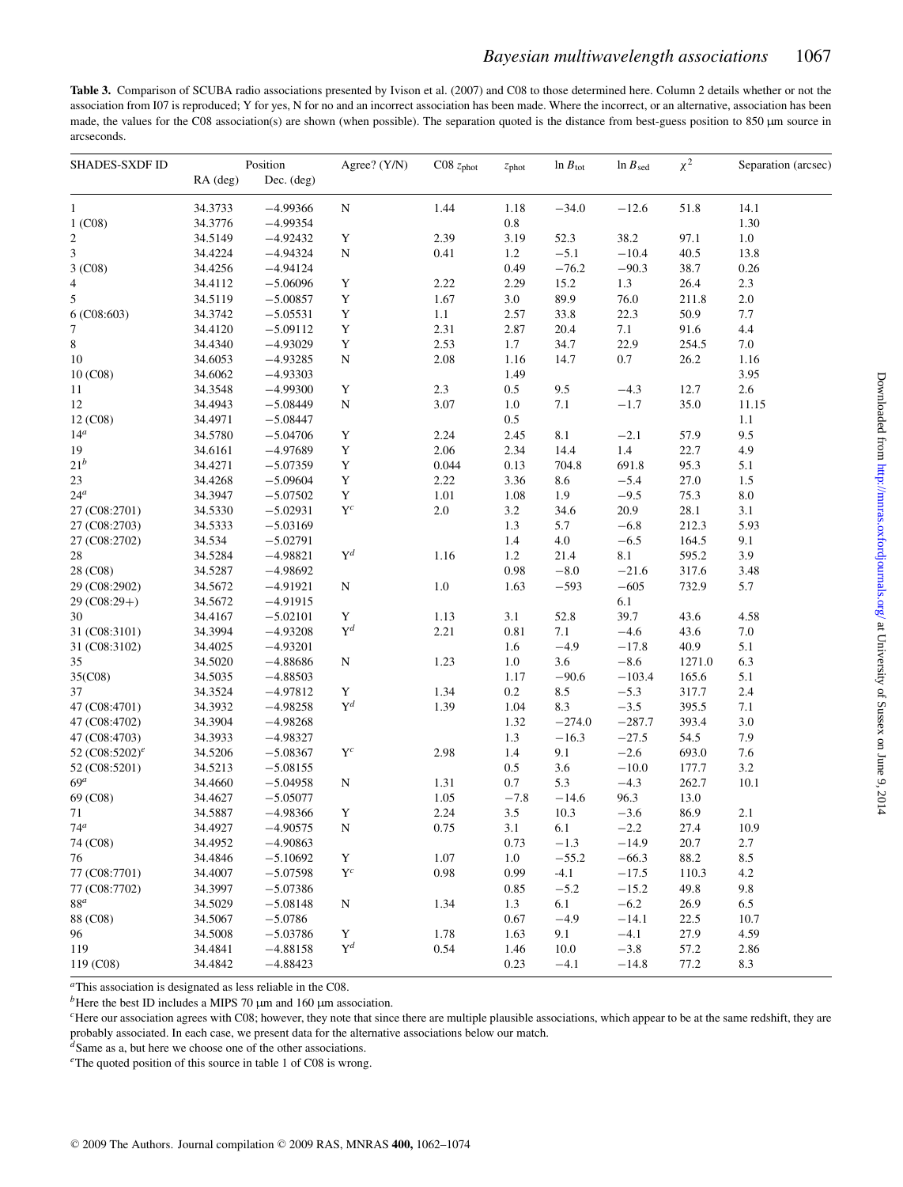**Table 3.** Comparison of SCUBA radio associations presented by Ivison et al. (2007) and C08 to those determined here. Column 2 details whether or not the association from I07 is reproduced; Y for yes, N for no and an incorrect association has been made. Where the incorrect, or an alternative, association has been made, the values for the C08 association(s) are shown (when possible). The separation quoted is the distance from best-guess position to 850 μm source in arcseconds.

| SHADES-SXDF ID | Position | | Agree? (Y/N) | C08 $z_{\mathrm{phot}}$ | $z_{\mathrm{phot}}$ | $\ln B_{\mathrm{tot}}$ | $\ln B_{\mathrm{sed}}$ | $\chi^2$ | Separation (arcsec) |
|---|---|---|---|---|---|---|---|---|---|
| | RA (deg) | Dec. (deg) | | | | | | | |
| 1 | 34.3733 | −4.99366 | N | 1.44 | 1.18 | −34.0 | −12.6 | 51.8 | 14.1 |
| 1 (C08) | 34.3776 | −4.99354 | | | 0.8 | | | | 1.30 |
| 2 | 34.5149 | −4.92432 | Y | 2.39 | 3.19 | 52.3 | 38.2 | 97.1 | 1.0 |
| 3 | 34.4224 | −4.94324 | N | 0.41 | 1.2 | −5.1 | −10.4 | 40.5 | 13.8 |
| 3 (C08) | 34.4256 | −4.94124 | | | 0.49 | −76.2 | −90.3 | 38.7 | 0.26 |
| 4 | 34.4112 | −5.06096 | Y | 2.22 | 2.29 | 15.2 | 1.3 | 26.4 | 2.3 |
| 5 | 34.5119 | −5.00857 | Y | 1.67 | 3.0 | 89.9 | 76.0 | 211.8 | 2.0 |
| 6 (C08:603) | 34.3742 | −5.05531 | Y | 1.1 | 2.57 | 33.8 | 22.3 | 50.9 | 7.7 |
| 7 | 34.4120 | −5.09112 | Y | 2.31 | 2.87 | 20.4 | 7.1 | 91.6 | 4.4 |
| 8 | 34.4340 | −4.93029 | Y | 2.53 | 1.7 | 34.7 | 22.9 | 254.5 | 7.0 |
| 10 | 34.6053 | −4.93285 | N | 2.08 | 1.16 | 14.7 | 0.7 | 26.2 | 1.16 |
| 10 (C08) | 34.6062 | −4.93303 | | | 1.49 | | | | 3.95 |
| 11 | 34.3548 | −4.99300 | Y | 2.3 | 0.5 | 9.5 | −4.3 | 12.7 | 2.6 |
| 12 | 34.4943 | −5.08449 | N | 3.07 | 1.0 | 7.1 | −1.7 | 35.0 | 11.15 |
| 12 (C08) | 34.4971 | −5.08447 | | | 0.5 | | | | 1.1 |
| 14[a] | 34.5780 | −5.04706 | Y | 2.24 | 2.45 | 8.1 | −2.1 | 57.9 | 9.5 |
| 19 | 34.6161 | −4.97689 | Y | 2.06 | 2.34 | 14.4 | 1.4 | 22.7 | 4.9 |
| 21[b] | 34.4271 | −5.07359 | Y | 0.044 | 0.13 | 704.8 | 691.8 | 95.3 | 5.1 |
| 23 | 34.4268 | −5.09604 | Y | 2.22 | 3.36 | 8.6 | −5.4 | 27.0 | 1.5 |
| 24[a] | 34.3947 | −5.07502 | Y | 1.01 | 1.08 | 1.9 | −9.5 | 75.3 | 8.0 |
| 27 (C08:2701) | 34.5330 | −5.02931 | Y[c] | 2.0 | 3.2 | 34.6 | 20.9 | 28.1 | 3.1 |
| 27 (C08:2703) | 34.5333 | −5.03169 | | | 1.3 | 5.7 | −6.8 | 212.3 | 5.93 |
| 27 (C08:2702) | 34.534 | −5.02791 | | | 1.4 | 4.0 | −6.5 | 164.5 | 9.1 |
| 28 | 34.5284 | −4.98821 | Y[d] | 1.16 | 1.2 | 21.4 | 8.1 | 595.2 | 3.9 |
| 28 (C08) | 34.5287 | −4.98692 | | | 0.98 | −8.0 | −21.6 | 317.6 | 3.48 |
| 29 (C08:2902) | 34.5672 | −4.91921 | N | 1.0 | 1.63 | −593 | −605 | 732.9 | 5.7 |
| 29 (C08:29+) | 34.5672 | −4.91915 | | | | | 6.1 | | |
| 30 | 34.4167 | −5.02101 | Y | 1.13 | 3.1 | 52.8 | 39.7 | 43.6 | 4.58 |
| 31 (C08:3101) | 34.3994 | −4.93208 | Y[d] | 2.21 | 0.81 | 7.1 | −4.6 | 43.6 | 7.0 |
| 31 (C08:3102) | 34.4025 | −4.93201 | | | 1.6 | −4.9 | −17.8 | 40.9 | 5.1 |
| 35 | 34.5020 | −4.88686 | N | 1.23 | 1.0 | 3.6 | −8.6 | 1271.0 | 6.3 |
| 35(C08) | 34.5035 | −4.88503 | | | 1.17 | −90.6 | −103.4 | 165.6 | 5.1 |
| 37 | 34.3524 | −4.97812 | Y | 1.34 | 0.2 | 8.5 | −5.3 | 317.7 | 2.4 |
| 47 (C08:4701) | 34.3932 | −4.98258 | Y[d] | 1.39 | 1.04 | 8.3 | −3.5 | 395.5 | 7.1 |
| 47 (C08:4702) | 34.3904 | −4.98268 | | | 1.32 | −274.0 | −287.7 | 393.4 | 3.0 |
| 47 (C08:4703) | 34.3933 | −4.98327 | | | 1.3 | −16.3 | −27.5 | 54.5 | 7.9 |
| 52 (C08:5202)[e] | 34.5206 | −5.08367 | Y[c] | 2.98 | 1.4 | 9.1 | −2.6 | 693.0 | 7.6 |
| 52 (C08:5201) | 34.5213 | −5.08155 | | | 0.5 | 3.6 | −10.0 | 177.7 | 3.2 |
| 69[a] | 34.4660 | −5.04958 | N | 1.31 | 0.7 | 5.3 | −4.3 | 262.7 | 10.1 |
| 69 (C08) | 34.4627 | −5.05077 | | | 1.05 | −7.8 | −14.6 | 96.3 | 13.0 |
| 71 | 34.5887 | −4.98366 | Y | 2.24 | 3.5 | 10.3 | −3.6 | 86.9 | 2.1 |
| 74[a] | 34.4927 | −4.90575 | N | 0.75 | 3.1 | 6.1 | −2.2 | 27.4 | 10.9 |
| 74 (C08) | 34.4952 | −4.90863 | | | 0.73 | −1.3 | −14.9 | 20.7 | 2.7 |
| 76 | 34.4846 | −5.10692 | Y | 1.07 | 1.0 | −55.2 | −66.3 | 88.2 | 8.5 |
| 77 (C08:7701) | 34.4007 | −5.07598 | Y[c] | 0.98 | 0.99 | -4.1 | −17.5 | 110.3 | 4.2 |
| 77 (C08:7702) | 34.3997 | −5.07386 | | | 0.85 | −5.2 | −15.2 | 49.8 | 9.8 |
| 88[a] | 34.5029 | −5.08148 | N | 1.34 | 1.3 | 6.1 | −6.2 | 26.9 | 6.5 |
| 88 (C08) | 34.5067 | −5.0786 | | | 0.67 | −4.9 | −14.1 | 22.5 | 10.7 |
| 96 | 34.5008 | −5.03786 | Y | 1.78 | 1.63 | 9.1 | −4.1 | 27.9 | 4.59 |
| 119 | 34.4841 | −4.88158 | Y[d] | 0.54 | 1.46 | 10.0 | −3.8 | 57.2 | 2.86 |
| 119 (C08) | 34.4842 | −4.88423 | | | 0.23 | −4.1 | −14.8 | 77.2 | 8.3 |

[a]This association is designated as less reliable in the C08.

[b]Here the best ID includes a MIPS 70 μm and 160 μm association.

[c]Here our association agrees with C08; however, they note that since there are multiple plausible associations, which appear to be at the same redshift, they are probably associated. In each case, we present data for the alternative associations below our match.

[d]Same as a, but here we choose one of the other associations.

[e]The quoted position of this source in table 1 of C08 is wrong.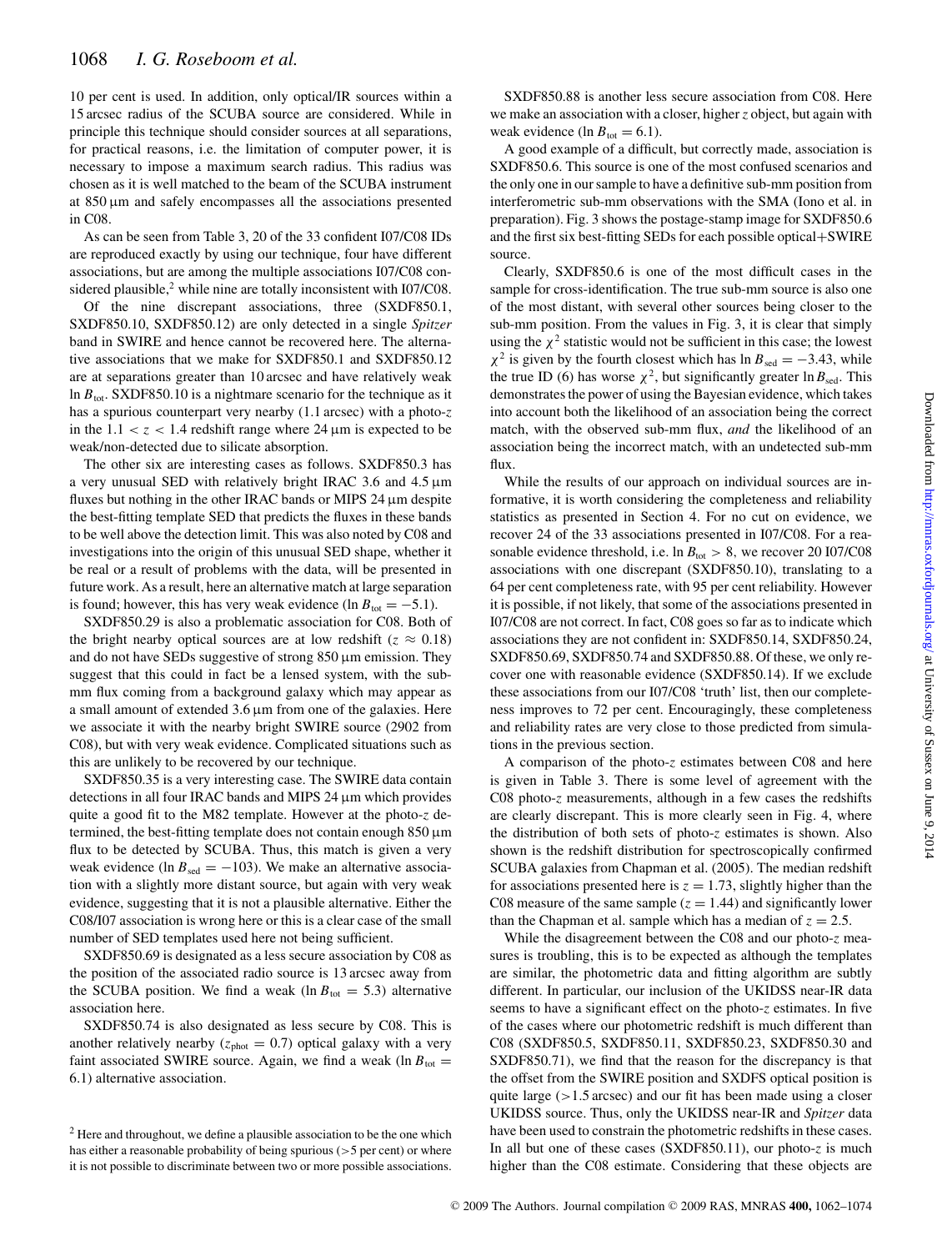10 per cent is used. In addition, only optical/IR sources within a 15 arcsec radius of the SCUBA source are considered. While in principle this technique should consider sources at all separations, for practical reasons, i.e. the limitation of computer power, it is necessary to impose a maximum search radius. This radius was chosen as it is well matched to the beam of the SCUBA instrument at 850 μm and safely encompasses all the associations presented in C08.

As can be seen from Table 3, 20 of the 33 confident I07/C08 IDs are reproduced exactly by using our technique, four have different associations, but are among the multiple associations I07/C08 considered plausible,[2] while nine are totally inconsistent with I07/C08.

Of the nine discrepant associations, three (SXDF850.1, SXDF850.10, SXDF850.12) are only detected in a single *Spitzer* band in SWIRE and hence cannot be recovered here. The alternative associations that we make for SXDF850.1 and SXDF850.12 are at separations greater than 10 arcsec and have relatively weak $\ln B_{\rm tot}$. SXDF850.10 is a nightmare scenario for the technique as it has a spurious counterpart very nearby (1.1 arcsec) with a photo-$z$ in the $1.1 < z < 1.4$ redshift range where 24 μm is expected to be weak/non-detected due to silicate absorption.

The other six are interesting cases as follows. SXDF850.3 has a very unusual SED with relatively bright IRAC 3.6 and 4.5 μm fluxes but nothing in the other IRAC bands or MIPS 24 μm despite the best-fitting template SED that predicts the fluxes in these bands to be well above the detection limit. This was also noted by C08 and investigations into the origin of this unusual SED shape, whether it be real or a result of problems with the data, will be presented in future work. As a result, here an alternative match at large separation is found; however, this has very weak evidence ($\ln B_{\rm tot} = -5.1$).

SXDF850.29 is also a problematic association for C08. Both of the bright nearby optical sources are at low redshift ($z \approx 0.18$) and do not have SEDs suggestive of strong 850 μm emission. They suggest that this could in fact be a lensed system, with the sub-mm flux coming from a background galaxy which may appear as a small amount of extended 3.6 μm from one of the galaxies. Here we associate it with the nearby bright SWIRE source (2902 from C08), but with very weak evidence. Complicated situations such as this are unlikely to be recovered by our technique.

SXDF850.35 is a very interesting case. The SWIRE data contain detections in all four IRAC bands and MIPS 24 μm which provides quite a good fit to the M82 template. However at the photo-$z$ determined, the best-fitting template does not contain enough 850 μm flux to be detected by SCUBA. Thus, this match is given a very weak evidence ($\ln B_{\rm sed} = -103$). We make an alternative association with a slightly more distant source, but again with very weak evidence, suggesting that it is not a plausible alternative. Either the C08/I07 association is wrong here or this is a clear case of the small number of SED templates used here not being sufficient.

SXDF850.69 is designated as a less secure association by C08 as the position of the associated radio source is 13 arcsec away from the SCUBA position. We find a weak ($\ln B_{\rm tot} = 5.3$) alternative association here.

SXDF850.74 is also designated as less secure by C08. This is another relatively nearby ($z_{\rm phot} = 0.7$) optical galaxy with a very faint associated SWIRE source. Again, we find a weak ($\ln B_{\rm tot} = 6.1$) alternative association.

[2] Here and throughout, we define a plausible association to be the one which has either a reasonable probability of being spurious (>5 per cent) or where it is not possible to discriminate between two or more possible associations.

SXDF850.88 is another less secure association from C08. Here we make an association with a closer, higher $z$ object, but again with weak evidence ($\ln B_{\rm tot} = 6.1$).

A good example of a difficult, but correctly made, association is SXDF850.6. This source is one of the most confused scenarios and the only one in our sample to have a definitive sub-mm position from interferometric sub-mm observations with the SMA (Iono et al. in preparation). Fig. 3 shows the postage-stamp image for SXDF850.6 and the first six best-fitting SEDs for each possible optical+SWIRE source.

Clearly, SXDF850.6 is one of the most difficult cases in the sample for cross-identification. The true sub-mm source is also one of the most distant, with several other sources being closer to the sub-mm position. From the values in Fig. 3, it is clear that simply using the $\chi^2$ statistic would not be sufficient in this case; the lowest $\chi^2$ is given by the fourth closest which has $\ln B_{\rm sed} = -3.43$, while the true ID (6) has worse $\chi^2$, but significantly greater $\ln B_{\rm sed}$. This demonstrates the power of using the Bayesian evidence, which takes into account both the likelihood of an association being the correct match, with the observed sub-mm flux, *and* the likelihood of an association being the incorrect match, with an undetected sub-mm flux.

While the results of our approach on individual sources are informative, it is worth considering the completeness and reliability statistics as presented in Section 4. For no cut on evidence, we recover 24 of the 33 associations presented in I07/C08. For a reasonable evidence threshold, i.e. $\ln B_{\rm tot} > 8$, we recover 20 I07/C08 associations with one discrepant (SXDF850.10), translating to a 64 per cent completeness rate, with 95 per cent reliability. However it is possible, if not likely, that some of the associations presented in I07/C08 are not correct. In fact, C08 goes so far as to indicate which associations they are not confident in: SXDF850.14, SXDF850.24, SXDF850.69, SXDF850.74 and SXDF850.88. Of these, we only recover one with reasonable evidence (SXDF850.14). If we exclude these associations from our I07/C08 'truth' list, then our completeness improves to 72 per cent. Encouragingly, these completeness and reliability rates are very close to those predicted from simulations in the previous section.

A comparison of the photo-$z$ estimates between C08 and here is given in Table 3. There is some level of agreement with the C08 photo-$z$ measurements, although in a few cases the redshifts are clearly discrepant. This is more clearly seen in Fig. 4, where the distribution of both sets of photo-$z$ estimates is shown. Also shown is the redshift distribution for spectroscopically confirmed SCUBA galaxies from Chapman et al. (2005). The median redshift for associations presented here is $z = 1.73$, slightly higher than the C08 measure of the same sample ($z = 1.44$) and significantly lower than the Chapman et al. sample which has a median of $z = 2.5$.

While the disagreement between the C08 and our photo-$z$ measures is troubling, this is to be expected as although the templates are similar, the photometric data and fitting algorithm are subtly different. In particular, our inclusion of the UKIDSS near-IR data seems to have a significant effect on the photo-$z$ estimates. In five of the cases where our photometric redshift is much different than C08 (SXDF850.5, SXDF850.11, SXDF850.23, SXDF850.30 and SXDF850.71), we find that the reason for the discrepancy is that the offset from the SWIRE position and SXDFS optical position is quite large (>1.5 arcsec) and our fit has been made using a closer UKIDSS source. Thus, only the UKIDSS near-IR and *Spitzer* data have been used to constrain the photometric redshifts in these cases. In all but one of these cases (SXDF850.11), our photo-$z$ is much higher than the C08 estimate. Considering that these objects are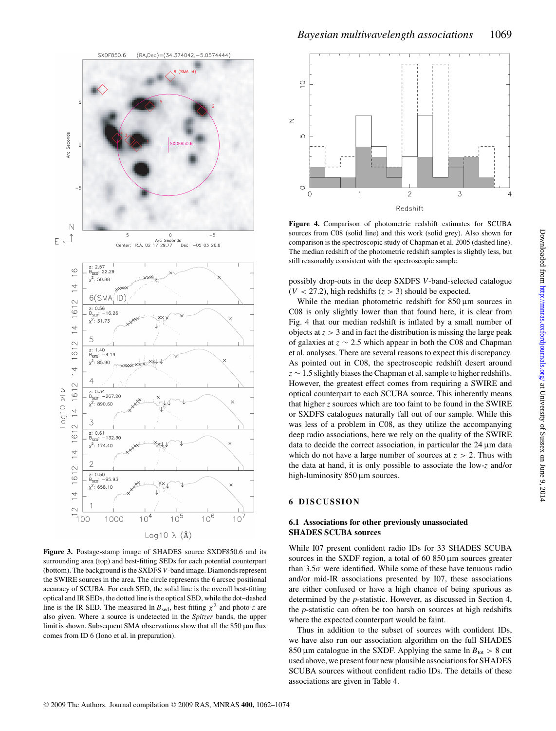**Figure 3.** Postage-stamp image of SHADES source SXDF850.6 and its surrounding area (top) and best-fitting SEDs for each potential counterpart (bottom). The background is the SXDFS $V$-band image. Diamonds represent the SWIRE sources in the area. The circle represents the 6 arcsec positional accuracy of SCUBA. For each SED, the solid line is the overall best-fitting optical and IR SEDs, the dotted line is the optical SED, while the dot–dashed line is the IR SED. The measured $\ln B_{\rm sed}$, best-fitting $\chi^2$ and photo-$z$ are also given. Where a source is undetected in the *Spitzer* bands, the upper limit is shown. Subsequent SMA observations show that all the 850 μm flux comes from ID 6 (Iono et al. in preparation).

**Figure 4.** Comparison of photometric redshift estimates for SCUBA sources from C08 (solid line) and this work (solid grey). Also shown for comparison is the spectroscopic study of Chapman et al. 2005 (dashed line). The median redshift of the photometric redshift samples is slightly less, but still reasonably consistent with the spectroscopic sample.

possibly drop-outs in the deep SXDFS $V$-band-selected catalogue ($V < 27.2$), high redshifts ($z > 3$) should be expected.

While the median photometric redshift for 850 μm sources in C08 is only slightly lower than that found here, it is clear from Fig. 4 that our median redshift is inflated by a small number of objects at $z > 3$ and in fact the distribution is missing the large peak of galaxies at $z \sim 2.5$ which appear in both the C08 and Chapman et al. analyses. There are several reasons to expect this discrepancy. As pointed out in C08, the spectroscopic redshift desert around $z \sim 1.5$ slightly biases the Chapman et al. sample to higher redshifts. However, the greatest effect comes from requiring a SWIRE and optical counterpart to each SCUBA source. This inherently means that higher $z$ sources which are too faint to be found in the SWIRE or SXDFS catalogues naturally fall out of our sample. While this was less of a problem in C08, as they utilize the accompanying deep radio associations, here we rely on the quality of the SWIRE data to decide the correct association, in particular the 24 μm data which do not have a large number of sources at $z > 2$. Thus with the data at hand, it is only possible to associate the low-$z$ and/or high-luminosity 850 μm sources.

## 6 DISCUSSION

### 6.1 Associations for other previously unassociated SHADES SCUBA sources

While I07 present confident radio IDs for 33 SHADES SCUBA sources in the SXDF region, a total of 60 850 μm sources greater than 3.5$\sigma$ were identified. While some of these have tenuous radio and/or mid-IR associations presented by I07, these associations are either confused or have a high chance of being spurious as determined by the $p$-statistic. However, as discussed in Section 4, the $p$-statistic can often be too harsh on sources at high redshifts where the expected counterpart would be faint.

Thus in addition to the subset of sources with confident IDs, we have also run our association algorithm on the full SHADES 850 μm catalogue in the SXDF. Applying the same $\ln B_{\rm tot} > 8$ cut used above, we present four new plausible associations for SHADES SCUBA sources without confident radio IDs. The details of these associations are given in Table 4.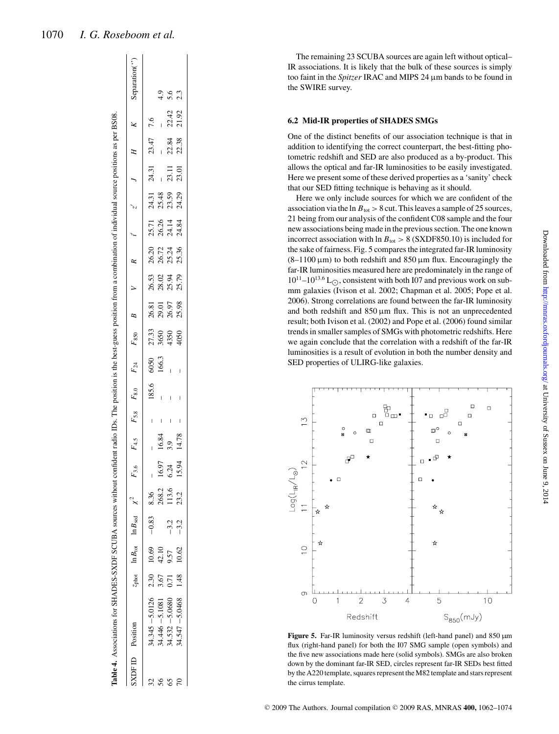**Table 4.** Associations for SHADES-SXDF SCUBA sources without confident radio IDs. The position is the best-guess position from a combination of individual source positions as per BS08.

| SXDF ID | Position | $z_{\rm phot}$ | $\ln B_{\rm tot}$ | $\ln B_{\rm sed}$ | $\chi^2$ | $F_{3.6}$ | $F_{4.5}$ | $F_{5.8}$ | $F_{8.0}$ | $F_{24}$ | $F_{850}$ | $B$ | $V$ | $R$ | $i'$ | $z'$ | $J$ | $H$ | $K$ | Separation(′′) |
|---|---|---|---|---|---|---|---|---|---|---|---|---|---|---|---|---|---|---|---|---|
| 32 | 34.345 −5.0126 | 2.30 | 10.69 | −0.83 | 8.36 | – | – | – | 185.6 | 6050 | 27.33 | 26.81 | 26.53 | 26.20 | 25.71 | 24.31 | 24.31 | 23.47 | 7.6 | |
| 56 | 34.446 −5.1081 | 3.67 | 42.10 | | 268.2 | 16.97 | 16.84 | – | – | 166.3 | 3650 | 29.01 | 28.02 | 26.72 | 26.26 | 25.48 | – | – | – | 4.9 |
| 65 | 34.532 −5.0680 | 0.71 | 9.57 | −3.2 | 113.6 | 6.24 | 3.9 | – | – | – | 4350 | 26.97 | 25.94 | 25.24 | 24.14 | 23.59 | 23.11 | 22.84 | 22.42 | 5.6 |
| 70 | 34.547 −5.0468 | 1.48 | 10.62 | −3.2 | 23.2 | 15.94 | 14.78 | – | – | – | 4050 | 25.98 | 25.79 | 25.36 | 24.84 | 24.29 | 23.01 | 22.38 | 21.92 | 2.3 |

The remaining 23 SCUBA sources are again left without optical–IR associations. It is likely that the bulk of these sources is simply too faint in the *Spitzer* IRAC and MIPS 24 μm bands to be found in the SWIRE survey.

### 6.2 Mid-IR properties of SHADES SMGs

One of the distinct benefits of our association technique is that in addition to identifying the correct counterpart, the best-fitting photometric redshift and SED are also produced as a by-product. This allows the optical and far-IR luminosities to be easily investigated. Here we present some of these derived properties as a 'sanity' check that our SED fitting technique is behaving as it should.

Here we only include sources for which we are confident of the association via the $\ln B_{\rm tot} > 8$ cut. This leaves a sample of 25 sources, 21 being from our analysis of the confident C08 sample and the four new associations being made in the previous section. The one known incorrect association with $\ln B_{\rm tot} > 8$ (SXDF850.10) is included for the sake of fairness. Fig. 5 compares the integrated far-IR luminosity (8–1100 μm) to both redshift and 850 μm flux. Encouragingly the far-IR luminosities measured here are predominately in the range of $10^{11}$–$10^{13.6}\,{\rm L}_{\odot}$, consistent with both I07 and previous work on sub-mm galaxies (Ivison et al. 2002; Chapman et al. 2005; Pope et al. 2006). Strong correlations are found between the far-IR luminosity and both redshift and 850 μm flux. This is not an unprecedented result; both Ivison et al. (2002) and Pope et al. (2006) found similar trends in smaller samples of SMGs with photometric redshifts. Here we again conclude that the correlation with a redshift of the far-IR luminosities is a result of evolution in both the number density and SED properties of ULIRG-like galaxies.

**Figure 5.** Far-IR luminosity versus redshift (left-hand panel) and 850 μm flux (right-hand panel) for both the I07 SMG sample (open symbols) and the five new associations made here (solid symbols). SMGs are also broken down by the dominant far-IR SED, circles represent far-IR SEDs best fitted by the A220 template, squares represent the M82 template and stars represent the cirrus template.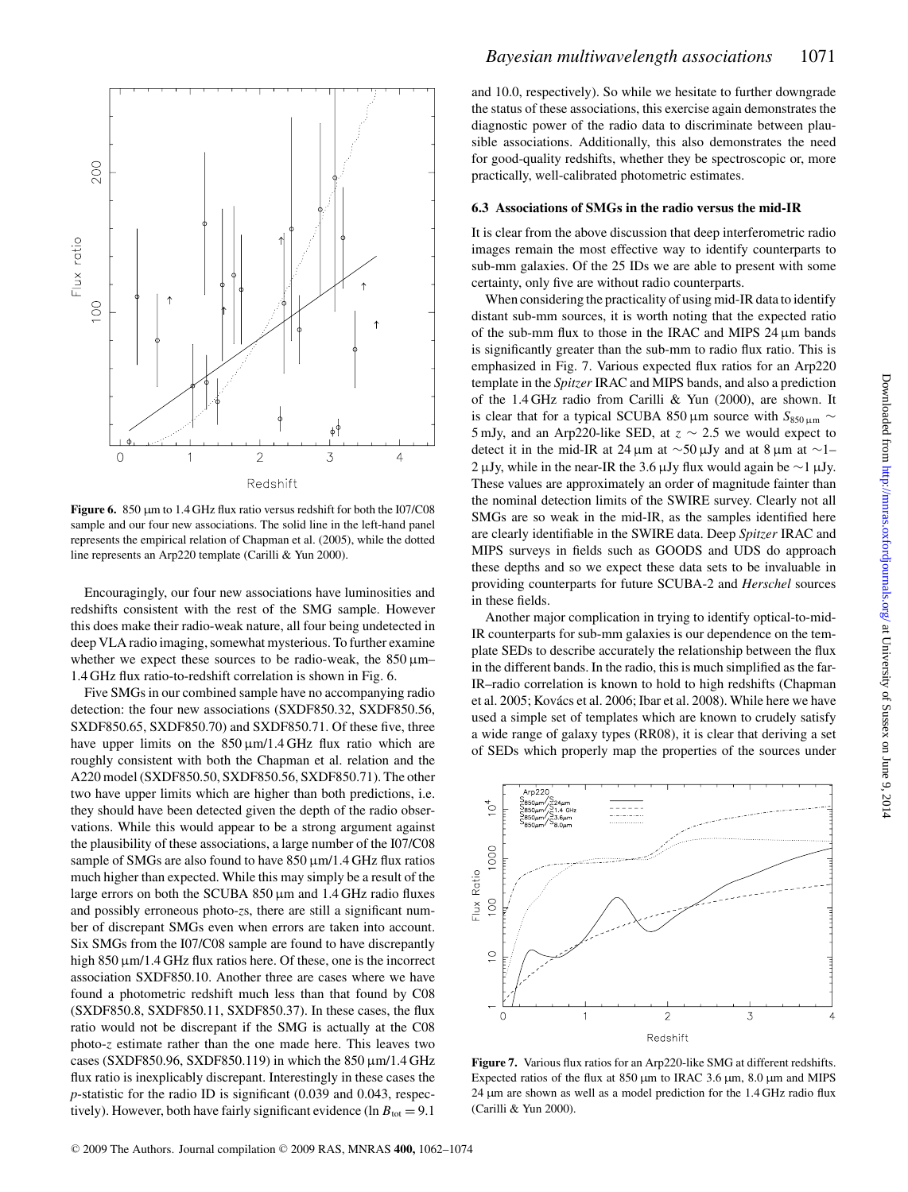Figure 6. 850 μm to 1.4 GHz flux ratio versus redshift for both the I07/C08 sample and our four new associations. The solid line in the left-hand panel represents the empirical relation of Chapman et al. (2005), while the dotted line represents an Arp220 template (Carilli & Yun 2000).

Encouragingly, our four new associations have luminosities and redshifts consistent with the rest of the SMG sample. However this does make their radio-weak nature, all four being undetected in deep VLA radio imaging, somewhat mysterious. To further examine whether we expect these sources to be radio-weak, the 850 μm–1.4 GHz flux ratio-to-redshift correlation is shown in Fig. 6.

Five SMGs in our combined sample have no accompanying radio detection: the four new associations (SXDF850.32, SXDF850.56, SXDF850.65, SXDF850.70) and SXDF850.71. Of these five, three have upper limits on the 850 μm/1.4 GHz flux ratio which are roughly consistent with both the Chapman et al. relation and the A220 model (SXDF850.50, SXDF850.56, SXDF850.71). The other two have upper limits which are higher than both predictions, i.e. they should have been detected given the depth of the radio observations. While this would appear to be a strong argument against the plausibility of these associations, a large number of the I07/C08 sample of SMGs are also found to have 850 μm/1.4 GHz flux ratios much higher than expected. While this may simply be a result of the large errors on both the SCUBA 850 μm and 1.4 GHz radio fluxes and possibly erroneous photo-$z$s, there are still a significant number of discrepant SMGs even when errors are taken into account. Six SMGs from the I07/C08 sample are found to have discrepantly high 850 μm/1.4 GHz flux ratios here. Of these, one is the incorrect association SXDF850.10. Another three are cases where we have found a photometric redshift much less than that found by C08 (SXDF850.8, SXDF850.11, SXDF850.37). In these cases, the flux ratio would not be discrepant if the SMG is actually at the C08 photo-$z$ estimate rather than the one made here. This leaves two cases (SXDF850.96, SXDF850.119) in which the 850 μm/1.4 GHz flux ratio is inexplicably discrepant. Interestingly in these cases the $p$-statistic for the radio ID is significant (0.039 and 0.043, respectively). However, both have fairly significant evidence ($\ln B_{\rm tot} = 9.1$ and 10.0, respectively). So while we hesitate to further downgrade the status of these associations, this exercise again demonstrates the diagnostic power of the radio data to discriminate between plausible associations. Additionally, this also demonstrates the need for good-quality redshifts, whether they be spectroscopic or, more practically, well-calibrated photometric estimates.

### 6.3 Associations of SMGs in the radio versus the mid-IR

It is clear from the above discussion that deep interferometric radio images remain the most effective way to identify counterparts to sub-mm galaxies. Of the 25 IDs we are able to present with some certainty, only five are without radio counterparts.

When considering the practicality of using mid-IR data to identify distant sub-mm sources, it is worth noting that the expected ratio of the sub-mm flux to those in the IRAC and MIPS 24 μm bands is significantly greater than the sub-mm to radio flux ratio. This is emphasized in Fig. 7. Various expected flux ratios for an Arp220 template in the *Spitzer* IRAC and MIPS bands, and also a prediction of the 1.4 GHz radio from Carilli & Yun (2000), are shown. It is clear that for a typical SCUBA 850 μm source with $S_{850\,\mu\rm m} \sim 5$ mJy, and an Arp220-like SED, at $z \sim 2.5$ we would expect to detect it in the mid-IR at 24 μm at ∼50 μJy and at 8 μm at ∼1–2 μJy, while in the near-IR the 3.6 μJy flux would again be ∼1 μJy. These values are approximately an order of magnitude fainter than the nominal detection limits of the SWIRE survey. Clearly not all SMGs are so weak in the mid-IR, as the samples identified here are clearly identifiable in the SWIRE data. Deep *Spitzer* IRAC and MIPS surveys in fields such as GOODS and UDS do approach these depths and so we expect these data sets to be invaluable in providing counterparts for future SCUBA-2 and *Herschel* sources in these fields.

Another major complication in trying to identify optical-to-mid-IR counterparts for sub-mm galaxies is our dependence on the template SEDs to describe accurately the relationship between the flux in the different bands. In the radio, this is much simplified as the far-IR–radio correlation is known to hold to high redshifts (Chapman et al. 2005; Kovács et al. 2006; Ibar et al. 2008). While here we have used a simple set of templates which are known to crudely satisfy a wide range of galaxy types (RR08), it is clear that deriving a set of SEDs which properly map the properties of the sources under

Figure 7. Various flux ratios for an Arp220-like SMG at different redshifts. Expected ratios of the flux at 850 μm to IRAC 3.6 μm, 8.0 μm and MIPS 24 μm are shown as well as a model prediction for the 1.4 GHz radio flux (Carilli & Yun 2000).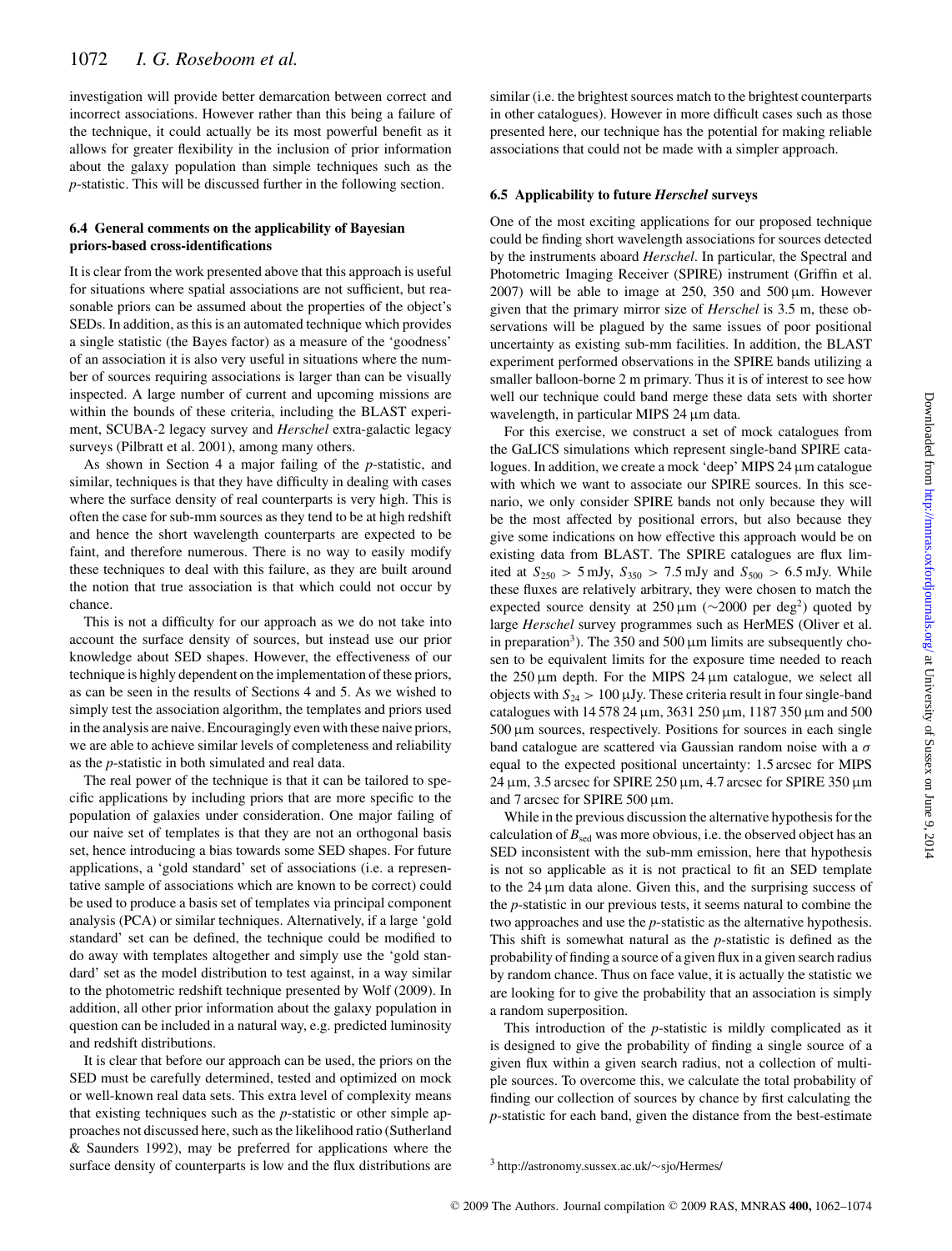investigation will provide better demarcation between correct and incorrect associations. However rather than this being a failure of the technique, it could actually be its most powerful benefit as it allows for greater flexibility in the inclusion of prior information about the galaxy population than simple techniques such as the $p$-statistic. This will be discussed further in the following section.

### 6.4 General comments on the applicability of Bayesian priors-based cross-identifications

It is clear from the work presented above that this approach is useful for situations where spatial associations are not sufficient, but reasonable priors can be assumed about the properties of the object's SEDs. In addition, as this is an automated technique which provides a single statistic (the Bayes factor) as a measure of the 'goodness' of an association it is also very useful in situations where the number of sources requiring associations is larger than can be visually inspected. A large number of current and upcoming missions are within the bounds of these criteria, including the BLAST experiment, SCUBA-2 legacy survey and *Herschel* extra-galactic legacy surveys (Pilbratt et al. 2001), among many others.

As shown in Section 4 a major failing of the $p$-statistic, and similar, techniques is that they have difficulty in dealing with cases where the surface density of real counterparts is very high. This is often the case for sub-mm sources as they tend to be at high redshift and hence the short wavelength counterparts are expected to be faint, and therefore numerous. There is no way to easily modify these techniques to deal with this failure, as they are built around the notion that true association is that which could not occur by chance.

This is not a difficulty for our approach as we do not take into account the surface density of sources, but instead use our prior knowledge about SED shapes. However, the effectiveness of our technique is highly dependent on the implementation of these priors, as can be seen in the results of Sections 4 and 5. As we wished to simply test the association algorithm, the templates and priors used in the analysis are naive. Encouragingly even with these naive priors, we are able to achieve similar levels of completeness and reliability as the $p$-statistic in both simulated and real data.

The real power of the technique is that it can be tailored to specific applications by including priors that are more specific to the population of galaxies under consideration. One major failing of our naive set of templates is that they are not an orthogonal basis set, hence introducing a bias towards some SED shapes. For future applications, a 'gold standard' set of associations (i.e. a representative sample of associations which are known to be correct) could be used to produce a basis set of templates via principal component analysis (PCA) or similar techniques. Alternatively, if a large 'gold standard' set can be defined, the technique could be modified to do away with templates altogether and simply use the 'gold standard' set as the model distribution to test against, in a way similar to the photometric redshift technique presented by Wolf (2009). In addition, all other prior information about the galaxy population in question can be included in a natural way, e.g. predicted luminosity and redshift distributions.

It is clear that before our approach can be used, the priors on the SED must be carefully determined, tested and optimized on mock or well-known real data sets. This extra level of complexity means that existing techniques such as the $p$-statistic or other simple approaches not discussed here, such as the likelihood ratio (Sutherland & Saunders 1992), may be preferred for applications where the surface density of counterparts is low and the flux distributions are similar (i.e. the brightest sources match to the brightest counterparts in other catalogues). However in more difficult cases such as those presented here, our technique has the potential for making reliable associations that could not be made with a simpler approach.

### 6.5 Applicability to future *Herschel* surveys

One of the most exciting applications for our proposed technique could be finding short wavelength associations for sources detected by the instruments aboard *Herschel*. In particular, the Spectral and Photometric Imaging Receiver (SPIRE) instrument (Griffin et al. 2007) will be able to image at 250, 350 and 500 μm. However given that the primary mirror size of *Herschel* is 3.5 m, these observations will be plagued by the same issues of poor positional uncertainty as existing sub-mm facilities. In addition, the BLAST experiment performed observations in the SPIRE bands utilizing a smaller balloon-borne 2 m primary. Thus it is of interest to see how well our technique could band merge these data sets with shorter wavelength, in particular MIPS 24 μm data.

For this exercise, we construct a set of mock catalogues from the GaLICS simulations which represent single-band SPIRE catalogues. In addition, we create a mock 'deep' MIPS 24 μm catalogue with which we want to associate our SPIRE sources. In this scenario, we only consider SPIRE bands not only because they will be the most affected by positional errors, but also because they give some indications on how effective this approach would be on existing data from BLAST. The SPIRE catalogues are flux limited at $S_{250} > 5$ mJy, $S_{350} > 7.5$ mJy and $S_{500} > 6.5$ mJy. While these fluxes are relatively arbitrary, they were chosen to match the expected source density at 250 μm (∼2000 per deg$^2$) quoted by large *Herschel* survey programmes such as HerMES (Oliver et al. in preparation[3]). The 350 and 500 μm limits are subsequently chosen to be equivalent limits for the exposure time needed to reach the 250 μm depth. For the MIPS 24 μm catalogue, we select all objects with $S_{24} > 100$ μJy. These criteria result in four single-band catalogues with 14 578 24 μm, 3631 250 μm, 1187 350 μm and 500 500 μm sources, respectively. Positions for sources in each single band catalogue are scattered via Gaussian random noise with a $\sigma$ equal to the expected positional uncertainty: 1.5 arcsec for MIPS 24 μm, 3.5 arcsec for SPIRE 250 μm, 4.7 arcsec for SPIRE 350 μm and 7 arcsec for SPIRE 500 μm.

While in the previous discussion the alternative hypothesis for the calculation of $B_{\rm sed}$ was more obvious, i.e. the observed object has an SED inconsistent with the sub-mm emission, here that hypothesis is not so applicable as it is not practical to fit an SED template to the 24 μm data alone. Given this, and the surprising success of the $p$-statistic in our previous tests, it seems natural to combine the two approaches and use the $p$-statistic as the alternative hypothesis. This shift is somewhat natural as the $p$-statistic is defined as the probability of finding a source of a given flux in a given search radius by random chance. Thus on face value, it is actually the statistic we are looking for to give the probability that an association is simply a random superposition.

This introduction of the $p$-statistic is mildly complicated as it is designed to give the probability of finding a single source of a given flux within a given search radius, not a collection of multiple sources. To overcome this, we calculate the total probability of finding our collection of sources by chance by first calculating the $p$-statistic for each band, given the distance from the best-estimate

[3] http://astronomy.sussex.ac.uk/∼sjo/Hermes/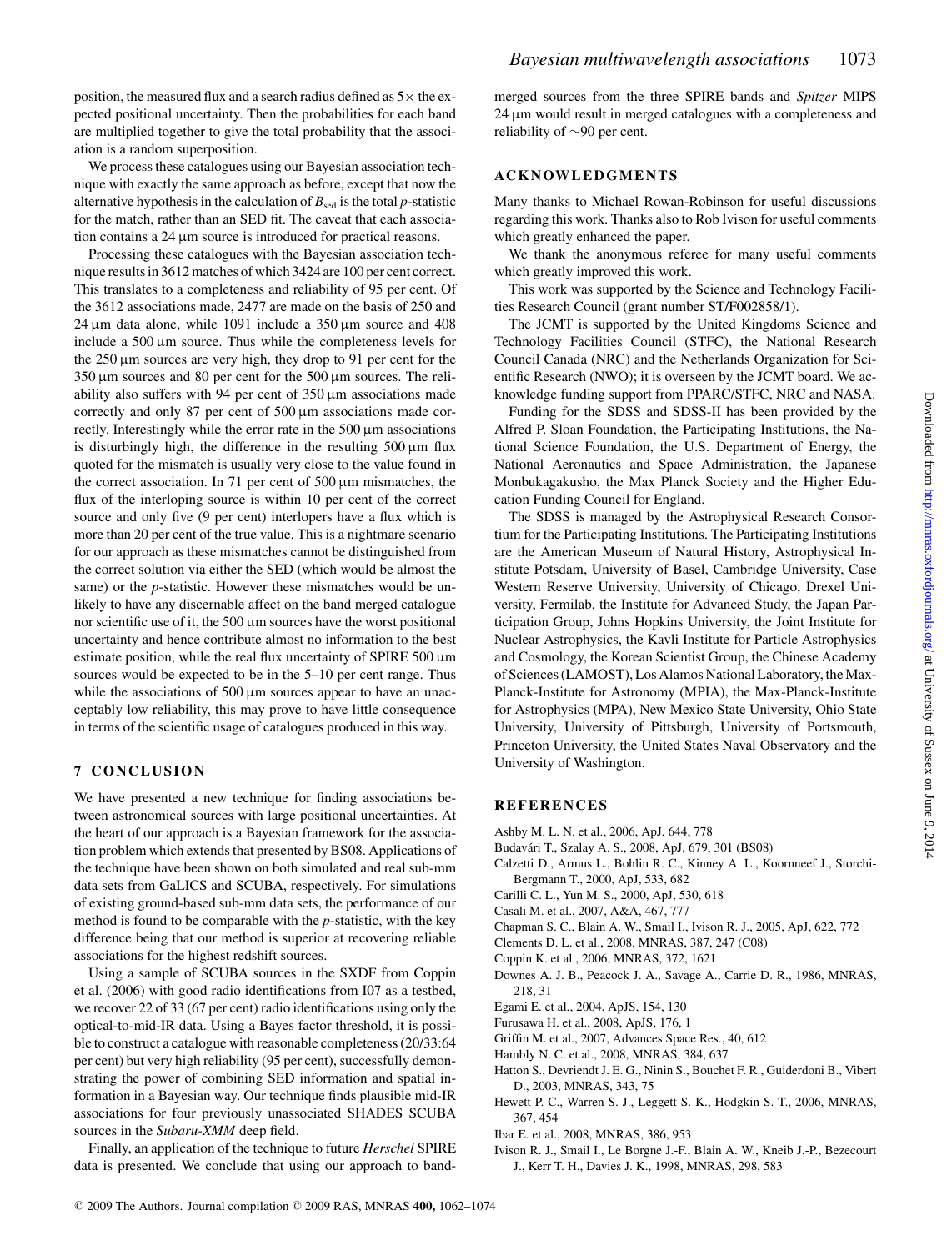position, the measured flux and a search radius defined as 5× the expected positional uncertainty. Then the probabilities for each band are multiplied together to give the total probability that the association is a random superposition.

We process these catalogues using our Bayesian association technique with exactly the same approach as before, except that now the alternative hypothesis in the calculation of $B_{sed}$ is the total *p*-statistic for the match, rather than an SED fit. The caveat that each association contains a 24 μm source is introduced for practical reasons.

Processing these catalogues with the Bayesian association technique results in 3612 matches of which 3424 are 100 per cent correct. This translates to a completeness and reliability of 95 per cent. Of the 3612 associations made, 2477 are made on the basis of 250 and 24 μm data alone, while 1091 include a 350 μm source and 408 include a 500 μm source. Thus while the completeness levels for the 250 μm sources are very high, they drop to 91 per cent for the 350 μm sources and 80 per cent for the 500 μm sources. The reliability also suffers with 94 per cent of 350 μm associations made correctly and only 87 per cent of 500 μm associations made correctly. Interestingly while the error rate in the 500 μm associations is disturbingly high, the difference in the resulting 500 μm flux quoted for the mismatch is usually very close to the value found in the correct association. In 71 per cent of 500 μm mismatches, the flux of the interloping source is within 10 per cent of the correct source and only five (9 per cent) interlopers have a flux which is more than 20 per cent of the true value. This is a nightmare scenario for our approach as these mismatches cannot be distinguished from the correct solution via either the SED (which would be almost the same) or the *p*-statistic. However these mismatches would be unlikely to have any discernable affect on the band merged catalogue nor scientific use of it, the 500 μm sources have the worst positional uncertainty and hence contribute almost no information to the best estimate position, while the real flux uncertainty of SPIRE 500 μm sources would be expected to be in the 5–10 per cent range. Thus while the associations of 500 μm sources appear to have an unacceptably low reliability, this may prove to have little consequence in terms of the scientific usage of catalogues produced in this way.

## 7 CONCLUSION

We have presented a new technique for finding associations between astronomical sources with large positional uncertainties. At the heart of our approach is a Bayesian framework for the association problem which extends that presented by BS08. Applications of the technique have been shown on both simulated and real sub-mm data sets from GaLICS and SCUBA, respectively. For simulations of existing ground-based sub-mm data sets, the performance of our method is found to be comparable with the *p*-statistic, with the key difference being that our method is superior at recovering reliable associations for the highest redshift sources.

Using a sample of SCUBA sources in the SXDF from Coppin et al. (2006) with good radio identifications from I07 as a testbed, we recover 22 of 33 (67 per cent) radio identifications using only the optical-to-mid-IR data. Using a Bayes factor threshold, it is possible to construct a catalogue with reasonable completeness (20/33:64 per cent) but very high reliability (95 per cent), successfully demonstrating the power of combining SED information and spatial information in a Bayesian way. Our technique finds plausible mid-IR associations for four previously unassociated SHADES SCUBA sources in the *Subaru-XMM* deep field.

Finally, an application of the technique to future *Herschel* SPIRE data is presented. We conclude that using our approach to band-merged sources from the three SPIRE bands and *Spitzer* MIPS 24 μm would result in merged catalogues with a completeness and reliability of ∼90 per cent.

## ACKNOWLEDGMENTS

Many thanks to Michael Rowan-Robinson for useful discussions regarding this work. Thanks also to Rob Ivison for useful comments which greatly enhanced the paper.

We thank the anonymous referee for many useful comments which greatly improved this work.

This work was supported by the Science and Technology Facilities Research Council (grant number ST/F002858/1).

The JCMT is supported by the United Kingdoms Science and Technology Facilities Council (STFC), the National Research Council Canada (NRC) and the Netherlands Organization for Scientific Research (NWO); it is overseen by the JCMT board. We acknowledge funding support from PPARC/STFC, NRC and NASA.

Funding for the SDSS and SDSS-II has been provided by the Alfred P. Sloan Foundation, the Participating Institutions, the National Science Foundation, the U.S. Department of Energy, the National Aeronautics and Space Administration, the Japanese Monbukagakusho, the Max Planck Society and the Higher Education Funding Council for England.

The SDSS is managed by the Astrophysical Research Consortium for the Participating Institutions. The Participating Institutions are the American Museum of Natural History, Astrophysical Institute Potsdam, University of Basel, Cambridge University, Case Western Reserve University, University of Chicago, Drexel University, Fermilab, the Institute for Advanced Study, the Japan Participation Group, Johns Hopkins University, the Joint Institute for Nuclear Astrophysics, the Kavli Institute for Particle Astrophysics and Cosmology, the Korean Scientist Group, the Chinese Academy of Sciences (LAMOST), Los Alamos National Laboratory, the Max-Planck-Institute for Astronomy (MPIA), the Max-Planck-Institute for Astrophysics (MPA), New Mexico State University, Ohio State University, University of Pittsburgh, University of Portsmouth, Princeton University, the United States Naval Observatory and the University of Washington.

## REFERENCES

Ashby M. L. N. et al., 2006, ApJ, 644, 778
Budavári T., Szalay A. S., 2008, ApJ, 679, 301 (BS08)
Calzetti D., Armus L., Bohlin R. C., Kinney A. L., Koornneef J., Storchi-Bergmann T., 2000, ApJ, 533, 682
Carilli C. L., Yun M. S., 2000, ApJ, 530, 618
Casali M. et al., 2007, A&A, 467, 777
Chapman S. C., Blain A. W., Smail I., Ivison R. J., 2005, ApJ, 622, 772
Clements D. L. et al., 2008, MNRAS, 387, 247 (C08)
Coppin K. et al., 2006, MNRAS, 372, 1621
Downes A. J. B., Peacock J. A., Savage A., Carrie D. R., 1986, MNRAS, 218, 31
Egami E. et al., 2004, ApJS, 154, 130
Furusawa H. et al., 2008, ApJS, 176, 1
Griffin M. et al., 2007, Advances Space Res., 40, 612
Hambly N. C. et al., 2008, MNRAS, 384, 637
Hatton S., Devriendt J. E. G., Ninin S., Bouchet F. R., Guiderdoni B., Vibert D., 2003, MNRAS, 343, 75
Hewett P. C., Warren S. J., Leggett S. K., Hodgkin S. T., 2006, MNRAS, 367, 454
Ibar E. et al., 2008, MNRAS, 386, 953
Ivison R. J., Smail I., Le Borgne J.-F., Blain A. W., Kneib J.-P., Bezecourt J., Kerr T. H., Davies J. K., 1998, MNRAS, 298, 583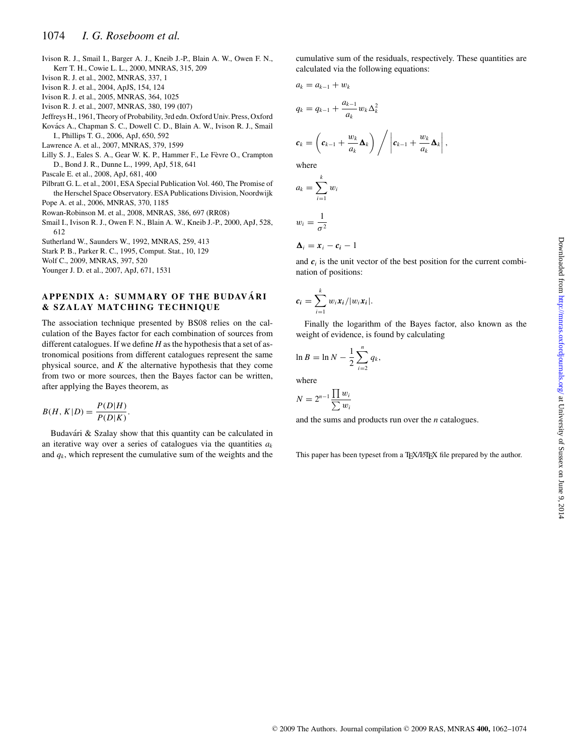Ivison R. J., Smail I., Barger A. J., Kneib J.-P., Blain A. W., Owen F. N., Kerr T. H., Cowie L. L., 2000, MNRAS, 315, 209

Ivison R. J. et al., 2002, MNRAS, 337, 1

Ivison R. J. et al., 2004, ApJS, 154, 124

Ivison R. J. et al., 2005, MNRAS, 364, 1025

Ivison R. J. et al., 2007, MNRAS, 380, 199 (I07)

Jeffreys H., 1961, Theory of Probability, 3rd edn. Oxford Univ. Press, Oxford

Kovács A., Chapman S. C., Dowell C. D., Blain A. W., Ivison R. J., Smail I., Phillips T. G., 2006, ApJ, 650, 592

Lawrence A. et al., 2007, MNRAS, 379, 1599

Lilly S. J., Eales S. A., Gear W. K. P., Hammer F., Le Fèvre O., Crampton D., Bond J. R., Dunne L., 1999, ApJ, 518, 641

Pascale E. et al., 2008, ApJ, 681, 400

Pilbratt G. L. et al., 2001, ESA Special Publication Vol. 460, The Promise of the Herschel Space Observatory. ESA Publications Division, Noordwijk

Pope A. et al., 2006, MNRAS, 370, 1185

Rowan-Robinson M. et al., 2008, MNRAS, 386, 697 (RR08)

Smail I., Ivison R. J., Owen F. N., Blain A. W., Kneib J.-P., 2000, ApJ, 528, 612

Sutherland W., Saunders W., 1992, MNRAS, 259, 413

Stark P. B., Parker R. C., 1995, Comput. Stat., 10, 129

Wolf C., 2009, MNRAS, 397, 520

Younger J. D. et al., 2007, ApJ, 671, 1531

## APPENDIX A: SUMMARY OF THE BUDAVÁRI & SZALAY MATCHING TECHNIQUE

The association technique presented by BS08 relies on the calculation of the Bayes factor for each combination of sources from different catalogues. If we define $H$ as the hypothesis that a set of astronomical positions from different catalogues represent the same physical source, and $K$ the alternative hypothesis that they come from two or more sources, then the Bayes factor can be written, after applying the Bayes theorem, as

$$B(H, K|D) = \frac{P(D|H)}{P(D|K)}.$$

Budavári & Szalay show that this quantity can be calculated in an iterative way over a series of catalogues via the quantities $a_k$ and $q_k$, which represent the cumulative sum of the weights and the cumulative sum of the residuals, respectively. These quantities are calculated via the following equations:

$$a_k = a_{k-1} + w_k$$

$$q_k = q_{k-1} + \frac{a_{k-1}}{a_k} w_k \Delta_k^2$$

$$\boldsymbol{c}_k = \left( \boldsymbol{c}_{k-1} + \frac{w_k}{a_k} \boldsymbol{\Delta}_k \right) \Bigg/ \left| \boldsymbol{c}_{k-1} + \frac{w_k}{a_k} \boldsymbol{\Delta}_k \right|,$$

where

$$a_k = \sum_{i=1}^{k} w_i$$

$$w_i = \frac{1}{\sigma^2}$$

$$\boldsymbol{\Delta}_i = \boldsymbol{x}_i - \boldsymbol{c}_i - 1$$

and $\boldsymbol{c}_i$ is the unit vector of the best position for the current combination of positions:

$$\boldsymbol{c}_i = \sum_{i=1}^{k} w_i \boldsymbol{x}_i / |w_i \boldsymbol{x}_i|.$$

Finally the logarithm of the Bayes factor, also known as the weight of evidence, is found by calculating

$$\ln B = \ln N - \frac{1}{2} \sum_{i=2}^{n} q_k,$$

where

$$N = 2^{n-1} \frac{\prod w_i}{\sum w_i}$$

and the sums and products run over the $n$ catalogues.

This paper has been typeset from a TEX/LATEX file prepared by the author.